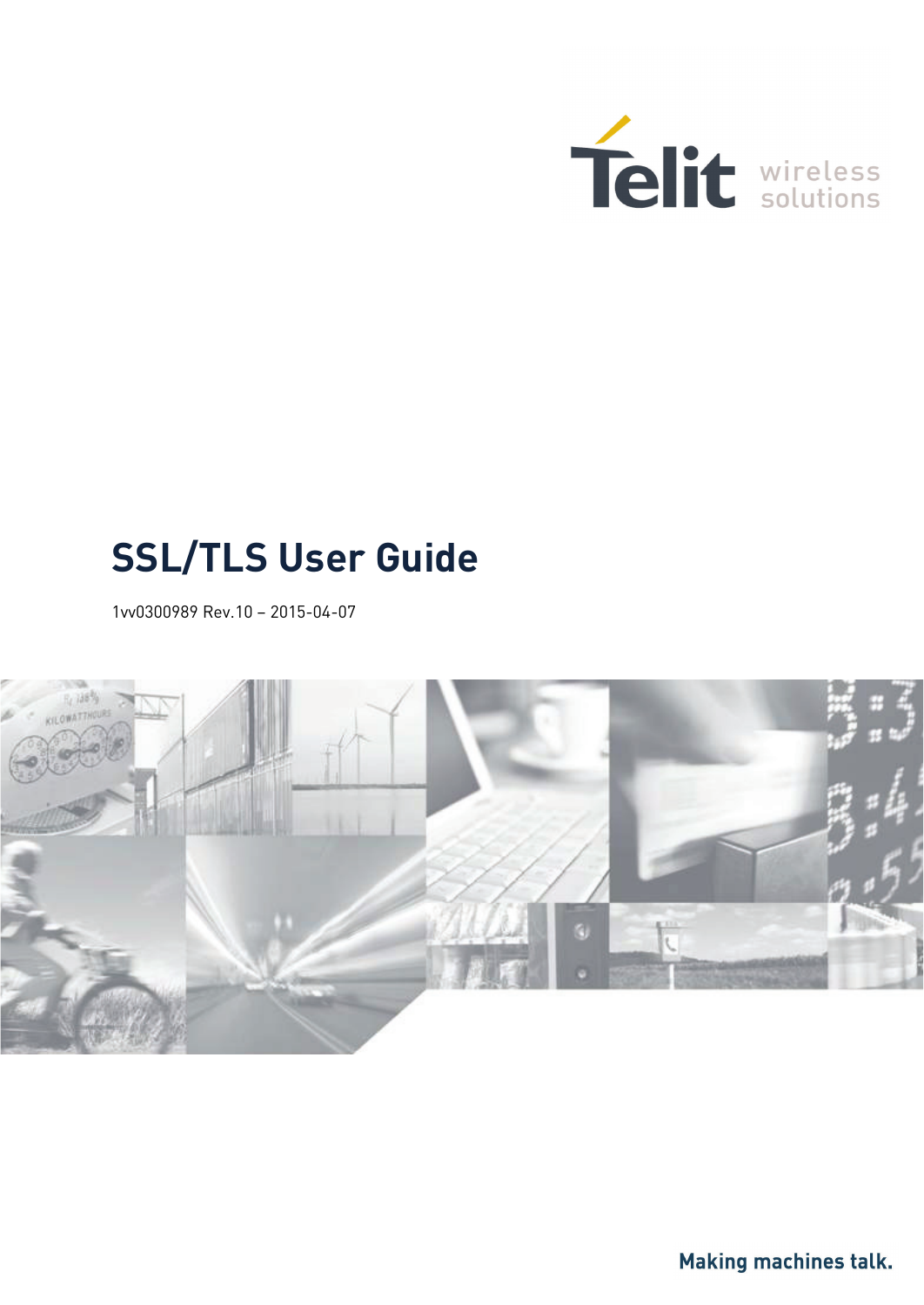Telit wireless solutions

# SSL/TLS User Guide

1vv0300989 Rev.10 – 2015-04-07

Making machines talk.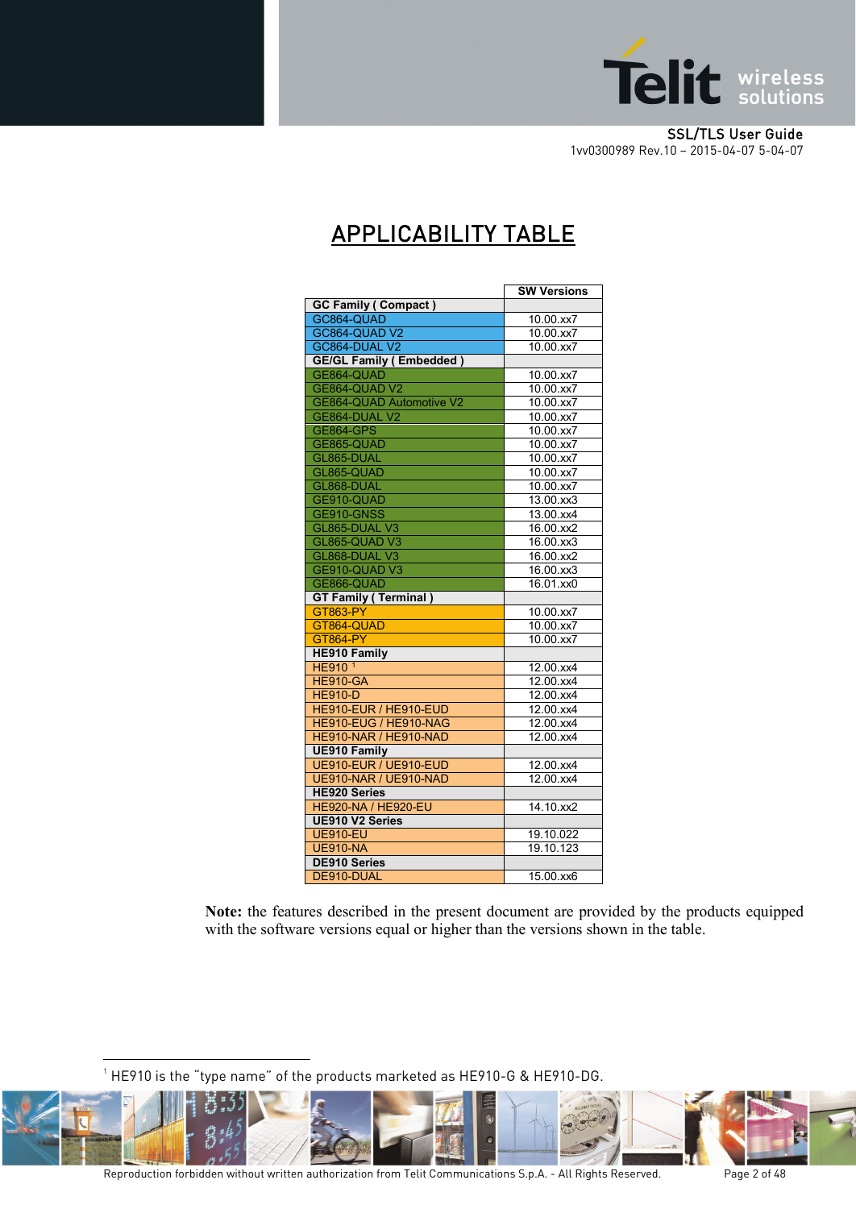# APPLICABILITY TABLE

| | SW Versions |
|---|---|
| **GC Family ( Compact )** | |
| GC864-QUAD | 10.00.xx7 |
| GC864-QUAD V2 | 10.00.xx7 |
| GC864-DUAL V2 | 10.00.xx7 |
| **GE/GL Family ( Embedded )** | |
| GE864-QUAD | 10.00.xx7 |
| GE864-QUAD V2 | 10.00.xx7 |
| GE864-QUAD Automotive V2 | 10.00.xx7 |
| GE864-DUAL V2 | 10.00.xx7 |
| GE864-GPS | 10.00.xx7 |
| GE865-QUAD | 10.00.xx7 |
| GL865-DUAL | 10.00.xx7 |
| GL865-QUAD | 10.00.xx7 |
| GL868-DUAL | 10.00.xx7 |
| GE910-QUAD | 13.00.xx3 |
| GE910-GNSS | 13.00.xx4 |
| GL865-DUAL V3 | 16.00.xx2 |
| GL865-QUAD V3 | 16.00.xx3 |
| GL868-DUAL V3 | 16.00.xx2 |
| GE910-QUAD V3 | 16.00.xx3 |
| GE866-QUAD | 16.01.xx0 |
| **GT Family ( Terminal )** | |
| GT863-PY | 10.00.xx7 |
| GT864-QUAD | 10.00.xx7 |
| GT864-PY | 10.00.xx7 |
| **HE910 Family** | |
| HE910 [1] | 12.00.xx4 |
| HE910-GA | 12.00.xx4 |
| HE910-D | 12.00.xx4 |
| HE910-EUR / HE910-EUD | 12.00.xx4 |
| HE910-EUG / HE910-NAG | 12.00.xx4 |
| HE910-NAR / HE910-NAD | 12.00.xx4 |
| **UE910 Family** | |
| UE910-EUR / UE910-EUD | 12.00.xx4 |
| UE910-NAR / UE910-NAD | 12.00.xx4 |
| **HE920 Series** | |
| HE920-NA / HE920-EU | 14.10.xx2 |
| **UE910 V2 Series** | |
| UE910-EU | 19.10.022 |
| UE910-NA | 19.10.123 |
| **DE910 Series** | |
| DE910-DUAL | 15.00.xx6 |

**Note:** the features described in the present document are provided by the products equipped with the software versions equal or higher than the versions shown in the table.

[1] HE910 is the "type name" of the products marketed as HE910-G & HE910-DG.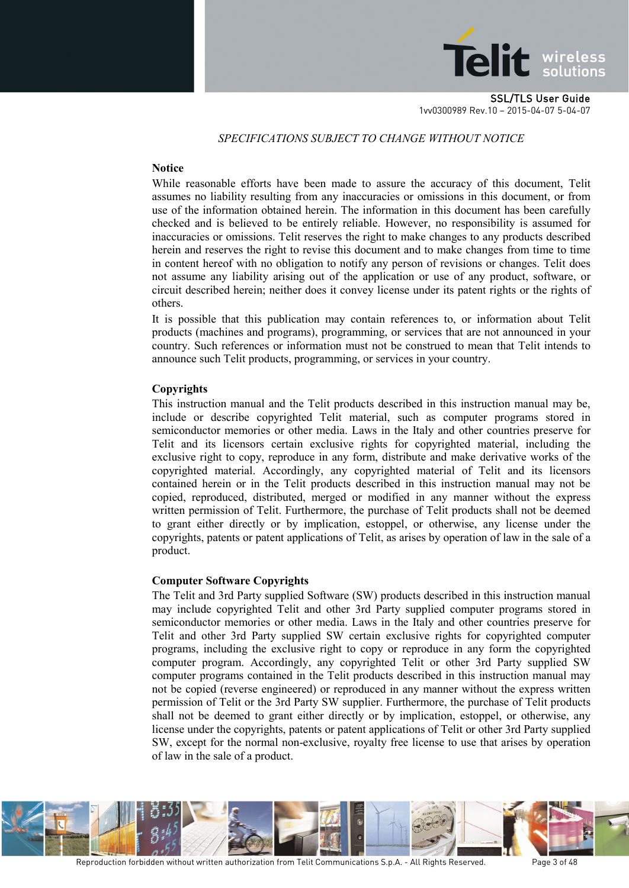*SPECIFICATIONS SUBJECT TO CHANGE WITHOUT NOTICE*

**Notice**

While reasonable efforts have been made to assure the accuracy of this document, Telit assumes no liability resulting from any inaccuracies or omissions in this document, or from use of the information obtained herein. The information in this document has been carefully checked and is believed to be entirely reliable. However, no responsibility is assumed for inaccuracies or omissions. Telit reserves the right to make changes to any products described herein and reserves the right to revise this document and to make changes from time to time in content hereof with no obligation to notify any person of revisions or changes. Telit does not assume any liability arising out of the application or use of any product, software, or circuit described herein; neither does it convey license under its patent rights or the rights of others.

It is possible that this publication may contain references to, or information about Telit products (machines and programs), programming, or services that are not announced in your country. Such references or information must not be construed to mean that Telit intends to announce such Telit products, programming, or services in your country.

**Copyrights**

This instruction manual and the Telit products described in this instruction manual may be, include or describe copyrighted Telit material, such as computer programs stored in semiconductor memories or other media. Laws in the Italy and other countries preserve for Telit and its licensors certain exclusive rights for copyrighted material, including the exclusive right to copy, reproduce in any form, distribute and make derivative works of the copyrighted material. Accordingly, any copyrighted material of Telit and its licensors contained herein or in the Telit products described in this instruction manual may not be copied, reproduced, distributed, merged or modified in any manner without the express written permission of Telit. Furthermore, the purchase of Telit products shall not be deemed to grant either directly or by implication, estoppel, or otherwise, any license under the copyrights, patents or patent applications of Telit, as arises by operation of law in the sale of a product.

**Computer Software Copyrights**

The Telit and 3rd Party supplied Software (SW) products described in this instruction manual may include copyrighted Telit and other 3rd Party supplied computer programs stored in semiconductor memories or other media. Laws in the Italy and other countries preserve for Telit and other 3rd Party supplied SW certain exclusive rights for copyrighted computer programs, including the exclusive right to copy or reproduce in any form the copyrighted computer program. Accordingly, any copyrighted Telit or other 3rd Party supplied SW computer programs contained in the Telit products described in this instruction manual may not be copied (reverse engineered) or reproduced in any manner without the express written permission of Telit or the 3rd Party SW supplier. Furthermore, the purchase of Telit products shall not be deemed to grant either directly or by implication, estoppel, or otherwise, any license under the copyrights, patents or patent applications of Telit or other 3rd Party supplied SW, except for the normal non-exclusive, royalty free license to use that arises by operation of law in the sale of a product.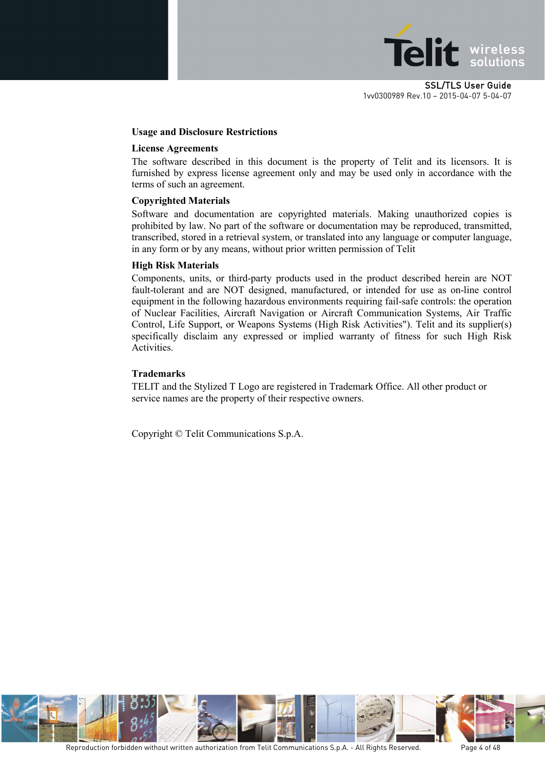## Usage and Disclosure Restrictions

### License Agreements

The software described in this document is the property of Telit and its licensors. It is furnished by express license agreement only and may be used only in accordance with the terms of such an agreement.

### Copyrighted Materials

Software and documentation are copyrighted materials. Making unauthorized copies is prohibited by law. No part of the software or documentation may be reproduced, transmitted, transcribed, stored in a retrieval system, or translated into any language or computer language, in any form or by any means, without prior written permission of Telit

### High Risk Materials

Components, units, or third-party products used in the product described herein are NOT fault-tolerant and are NOT designed, manufactured, or intended for use as on-line control equipment in the following hazardous environments requiring fail-safe controls: the operation of Nuclear Facilities, Aircraft Navigation or Aircraft Communication Systems, Air Traffic Control, Life Support, or Weapons Systems (High Risk Activities"). Telit and its supplier(s) specifically disclaim any expressed or implied warranty of fitness for such High Risk Activities.

### Trademarks

TELIT and the Stylized T Logo are registered in Trademark Office. All other product or service names are the property of their respective owners.

Copyright © Telit Communications S.p.A.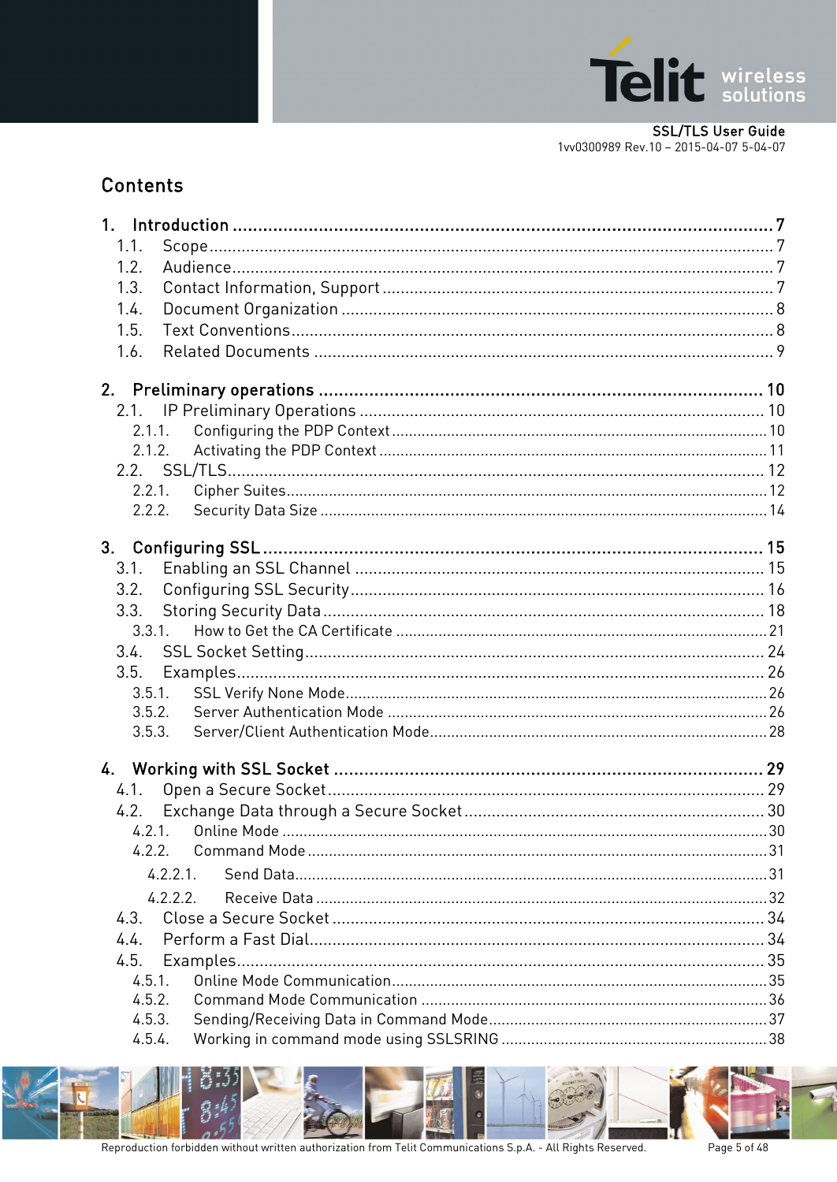# Contents

1. Introduction ........................................ 7
   - 1.1. Scope ........................................ 7
   - 1.2. Audience ........................................ 7
   - 1.3. Contact Information, Support ........................................ 7
   - 1.4. Document Organization ........................................ 8
   - 1.5. Text Conventions ........................................ 8
   - 1.6. Related Documents ........................................ 9
2. Preliminary operations ........................................ 10
   - 2.1. IP Preliminary Operations ........................................ 10
     - 2.1.1. Configuring the PDP Context ........................................ 10
     - 2.1.2. Activating the PDP Context ........................................ 11
   - 2.2. SSL/TLS ........................................ 12
     - 2.2.1. Cipher Suites ........................................ 12
     - 2.2.2. Security Data Size ........................................ 14
3. Configuring SSL ........................................ 15
   - 3.1. Enabling an SSL Channel ........................................ 15
   - 3.2. Configuring SSL Security ........................................ 16
   - 3.3. Storing Security Data ........................................ 18
     - 3.3.1. How to Get the CA Certificate ........................................ 21
   - 3.4. SSL Socket Setting ........................................ 24
   - 3.5. Examples ........................................ 26
     - 3.5.1. SSL Verify None Mode ........................................ 26
     - 3.5.2. Server Authentication Mode ........................................ 26
     - 3.5.3. Server/Client Authentication Mode ........................................ 28
4. Working with SSL Socket ........................................ 29
   - 4.1. Open a Secure Socket ........................................ 29
   - 4.2. Exchange Data through a Secure Socket ........................................ 30
     - 4.2.1. Online Mode ........................................ 30
     - 4.2.2. Command Mode ........................................ 31
       - 4.2.2.1. Send Data ........................................ 31
       - 4.2.2.2. Receive Data ........................................ 32
   - 4.3. Close a Secure Socket ........................................ 34
   - 4.4. Perform a Fast Dial ........................................ 34
   - 4.5. Examples ........................................ 35
     - 4.5.1. Online Mode Communication ........................................ 35
     - 4.5.2. Command Mode Communication ........................................ 36
     - 4.5.3. Sending/Receiving Data in Command Mode ........................................ 37
     - 4.5.4. Working in command mode using SSLSRING ........................................ 38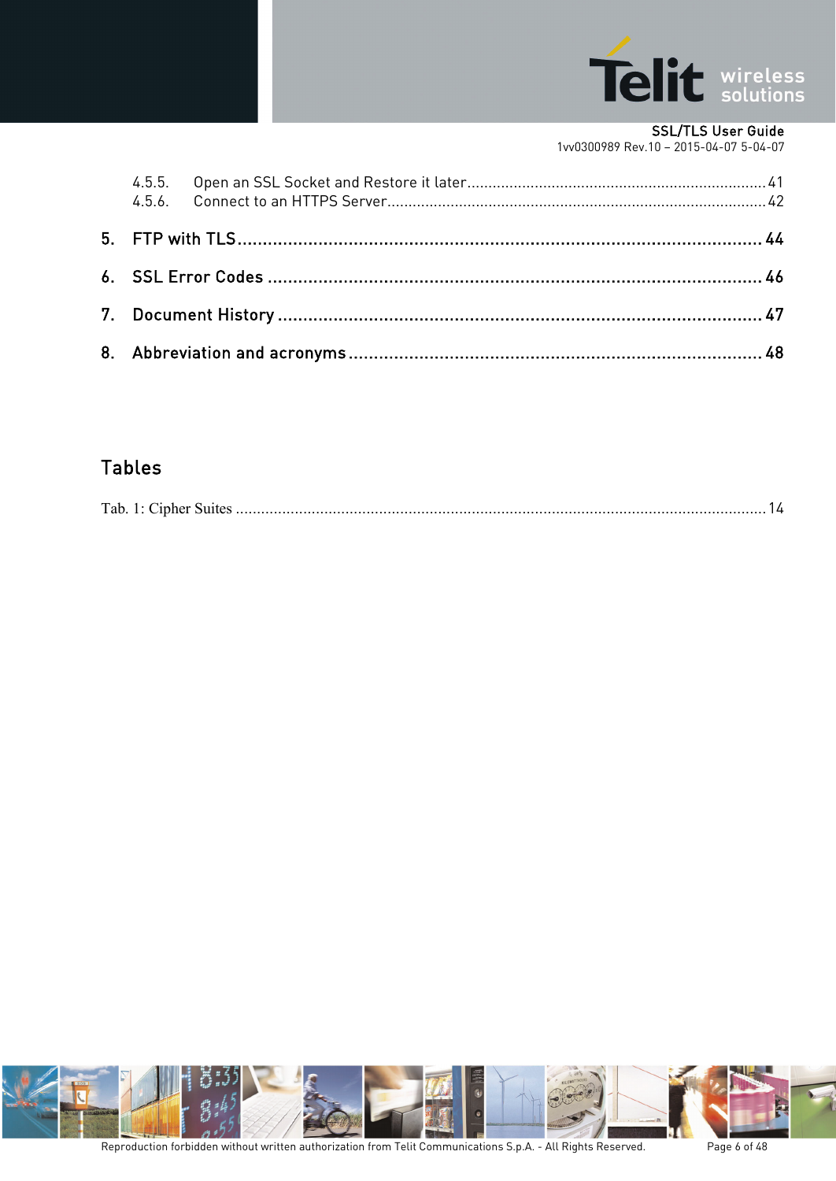4.5.5. Open an SSL Socket and Restore it later ........................................................................ 41
4.5.6. Connect to an HTTPS Server ........................................................................................ 42

5. FTP with TLS ........................................................................................................ 44

6. SSL Error Codes .................................................................................................. 46

7. Document History ................................................................................................ 47

8. Abbreviation and acronyms .................................................................................. 48

## Tables

Tab. 1: Cipher Suites ........................................................................................................................ 14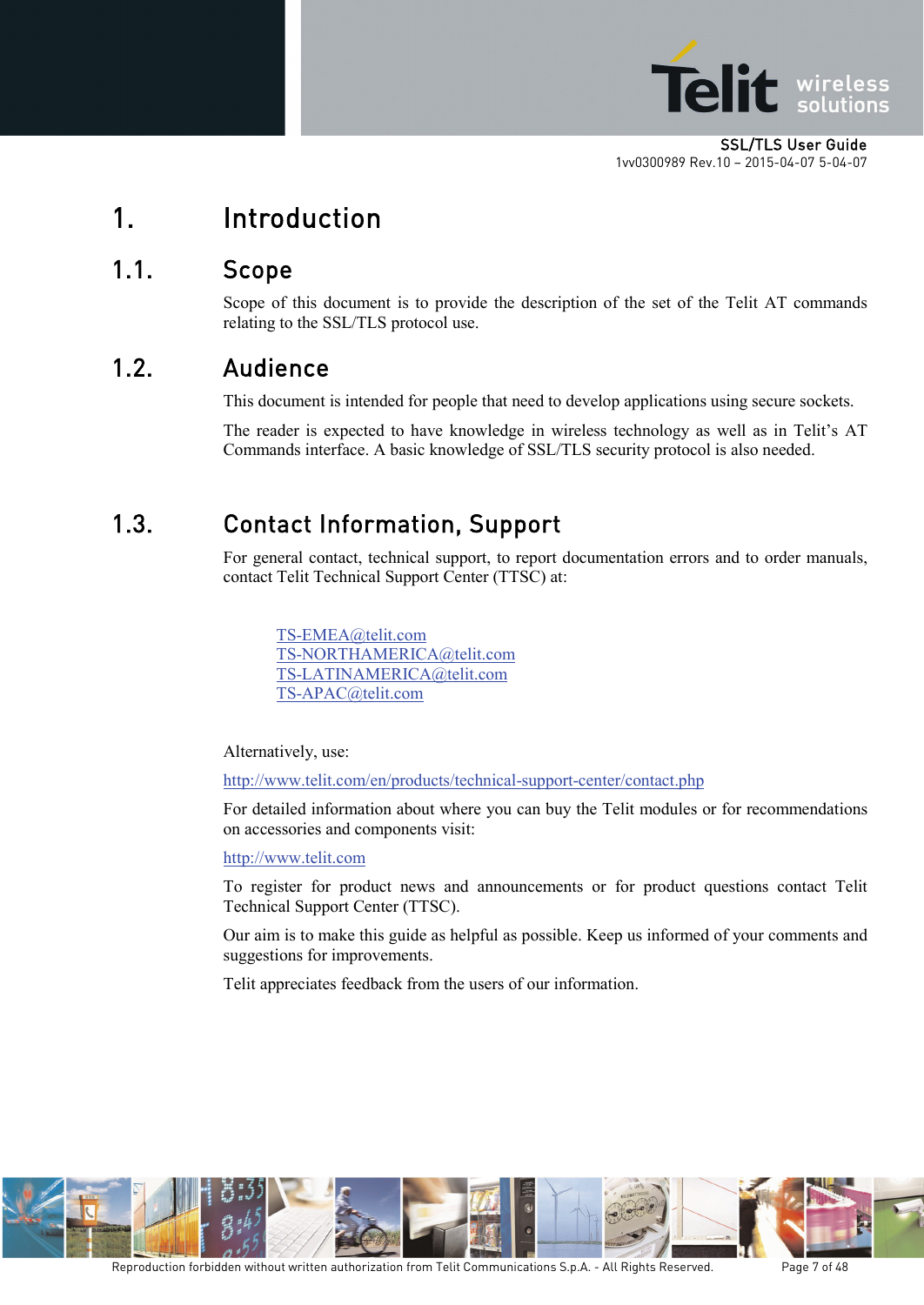# 1. Introduction

## 1.1. Scope

Scope of this document is to provide the description of the set of the Telit AT commands relating to the SSL/TLS protocol use.

## 1.2. Audience

This document is intended for people that need to develop applications using secure sockets.

The reader is expected to have knowledge in wireless technology as well as in Telit's AT Commands interface. A basic knowledge of SSL/TLS security protocol is also needed.

## 1.3. Contact Information, Support

For general contact, technical support, to report documentation errors and to order manuals, contact Telit Technical Support Center (TTSC) at:

TS-EMEA@telit.com
TS-NORTHAMERICA@telit.com
TS-LATINAMERICA@telit.com
TS-APAC@telit.com

Alternatively, use:

http://www.telit.com/en/products/technical-support-center/contact.php

For detailed information about where you can buy the Telit modules or for recommendations on accessories and components visit:

http://www.telit.com

To register for product news and announcements or for product questions contact Telit Technical Support Center (TTSC).

Our aim is to make this guide as helpful as possible. Keep us informed of your comments and suggestions for improvements.

Telit appreciates feedback from the users of our information.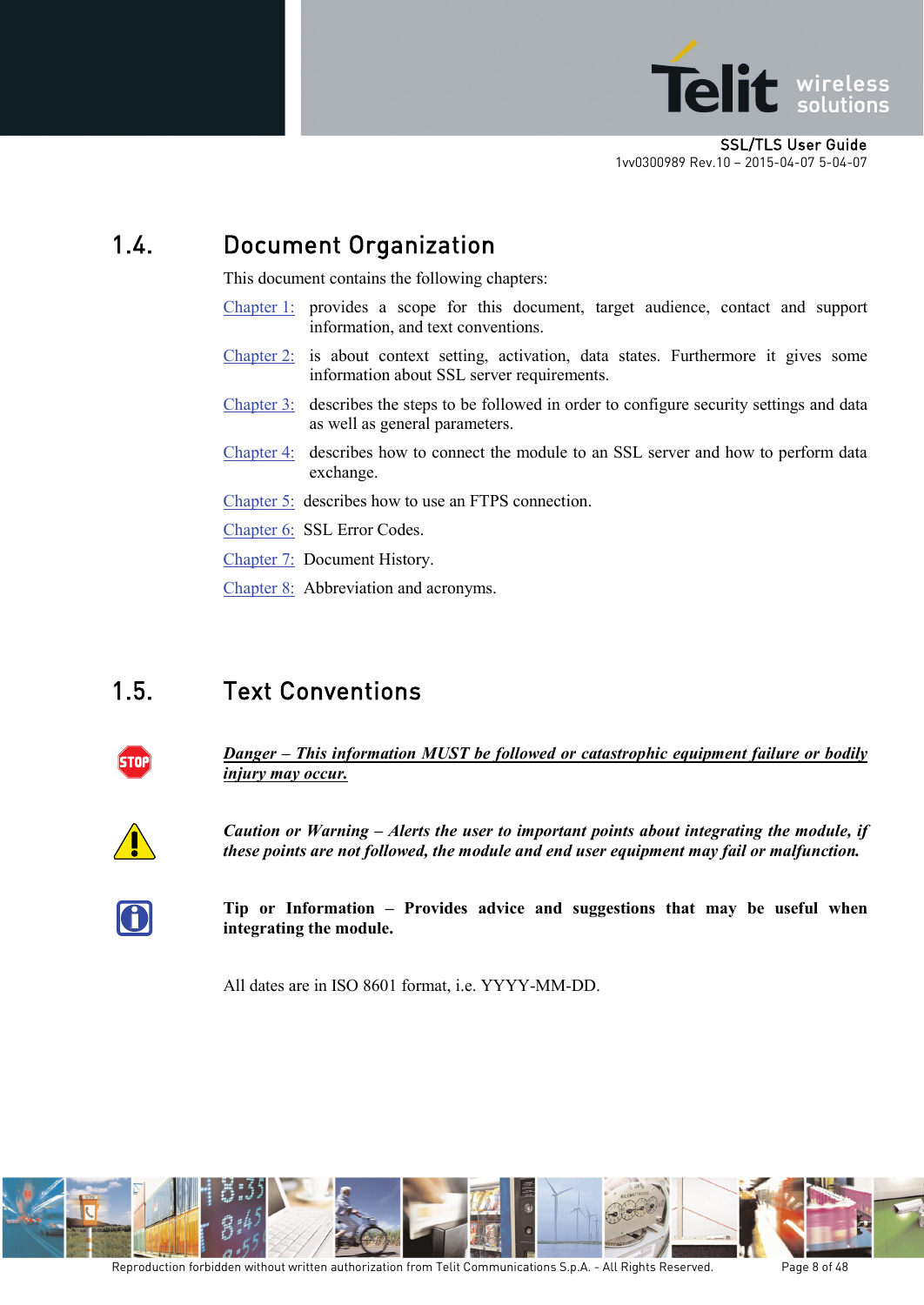## 1.4. Document Organization

This document contains the following chapters:

Chapter 1: provides a scope for this document, target audience, contact and support information, and text conventions.

Chapter 2: is about context setting, activation, data states. Furthermore it gives some information about SSL server requirements.

Chapter 3: describes the steps to be followed in order to configure security settings and data as well as general parameters.

Chapter 4: describes how to connect the module to an SSL server and how to perform data exchange.

Chapter 5: describes how to use an FTPS connection.

Chapter 6: SSL Error Codes.

Chapter 7: Document History.

Chapter 8: Abbreviation and acronyms.

## 1.5. Text Conventions

***Danger – This information MUST be followed or catastrophic equipment failure or bodily injury may occur.***

***Caution or Warning – Alerts the user to important points about integrating the module, if these points are not followed, the module and end user equipment may fail or malfunction.***

**Tip or Information – Provides advice and suggestions that may be useful when integrating the module.**

All dates are in ISO 8601 format, i.e. YYYY-MM-DD.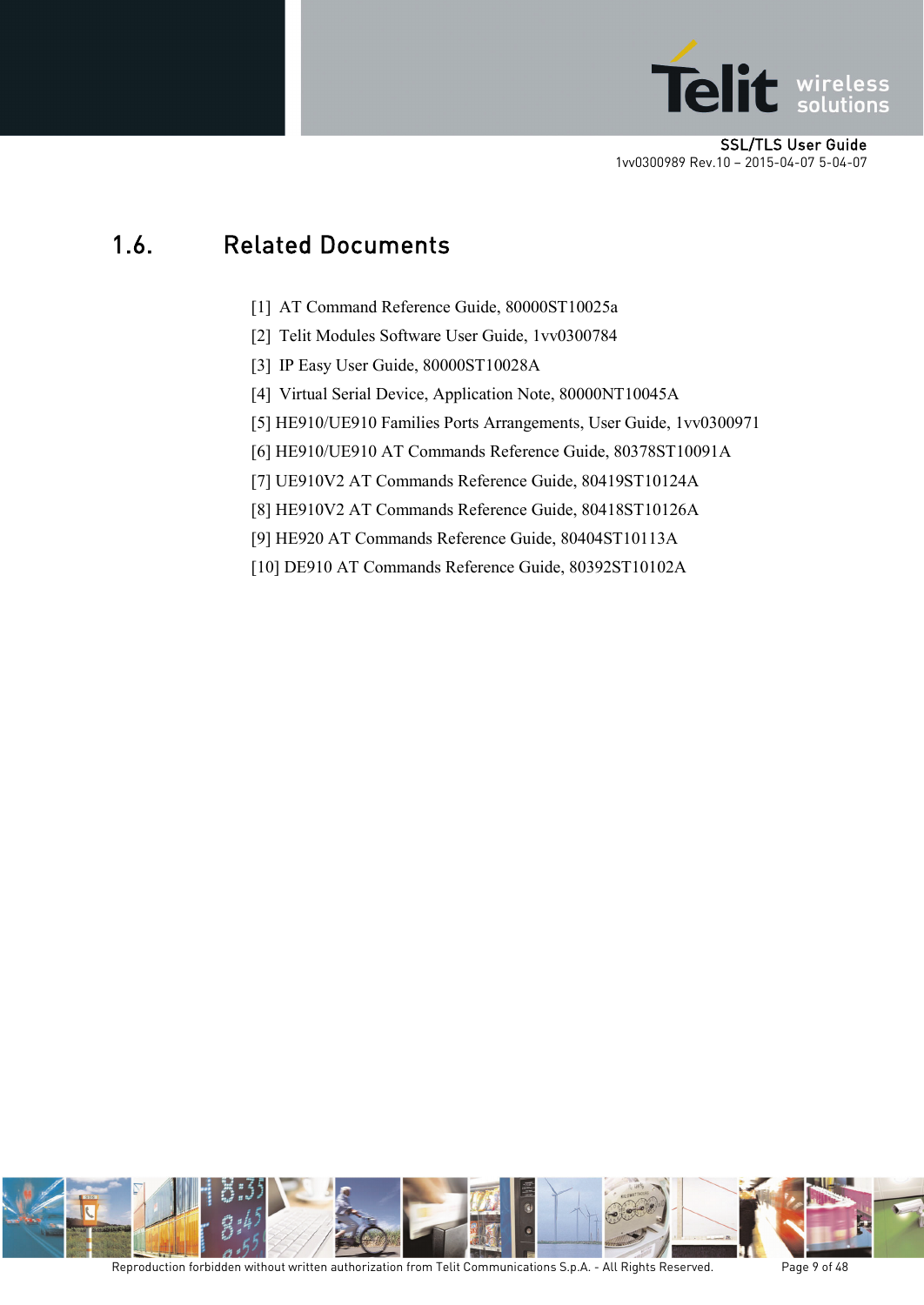## 1.6. Related Documents

[1] AT Command Reference Guide, 80000ST10025a

[2] Telit Modules Software User Guide, 1vv0300784

[3] IP Easy User Guide, 80000ST10028A

[4] Virtual Serial Device, Application Note, 80000NT10045A

[5] HE910/UE910 Families Ports Arrangements, User Guide, 1vv0300971

[6] HE910/UE910 AT Commands Reference Guide, 80378ST10091A

[7] UE910V2 AT Commands Reference Guide, 80419ST10124A

[8] HE910V2 AT Commands Reference Guide, 80418ST10126A

[9] HE920 AT Commands Reference Guide, 80404ST10113A

[10] DE910 AT Commands Reference Guide, 80392ST10102A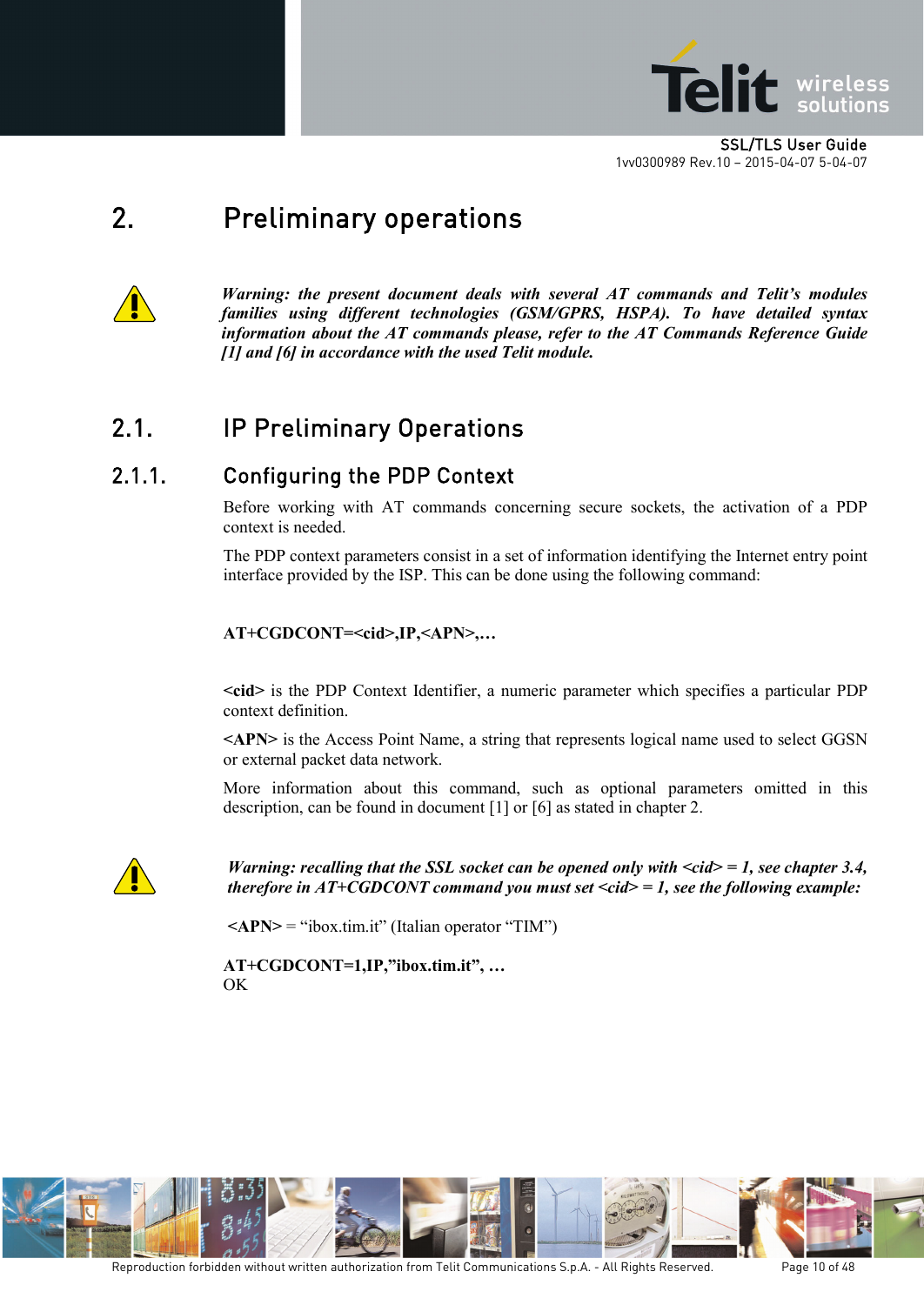# 2. Preliminary operations

***Warning: the present document deals with several AT commands and Telit's modules families using different technologies (GSM/GPRS, HSPA). To have detailed syntax information about the AT commands please, refer to the AT Commands Reference Guide [1] and [6] in accordance with the used Telit module.***

## 2.1. IP Preliminary Operations

### 2.1.1. Configuring the PDP Context

Before working with AT commands concerning secure sockets, the activation of a PDP context is needed.

The PDP context parameters consist in a set of information identifying the Internet entry point interface provided by the ISP. This can be done using the following command:

**AT+CGDCONT=<cid>,IP,<APN>,…**

**<cid>** is the PDP Context Identifier, a numeric parameter which specifies a particular PDP context definition.

**<APN>** is the Access Point Name, a string that represents logical name used to select GGSN or external packet data network.

More information about this command, such as optional parameters omitted in this description, can be found in document [1] or [6] as stated in chapter 2.

***Warning: recalling that the SSL socket can be opened only with <cid> = 1, see chapter 3.4, therefore in AT+CGDCONT command you must set <cid> = 1, see the following example:***

**<APN>** = "ibox.tim.it" (Italian operator "TIM")

**AT+CGDCONT=1,IP,"ibox.tim.it", …**
OK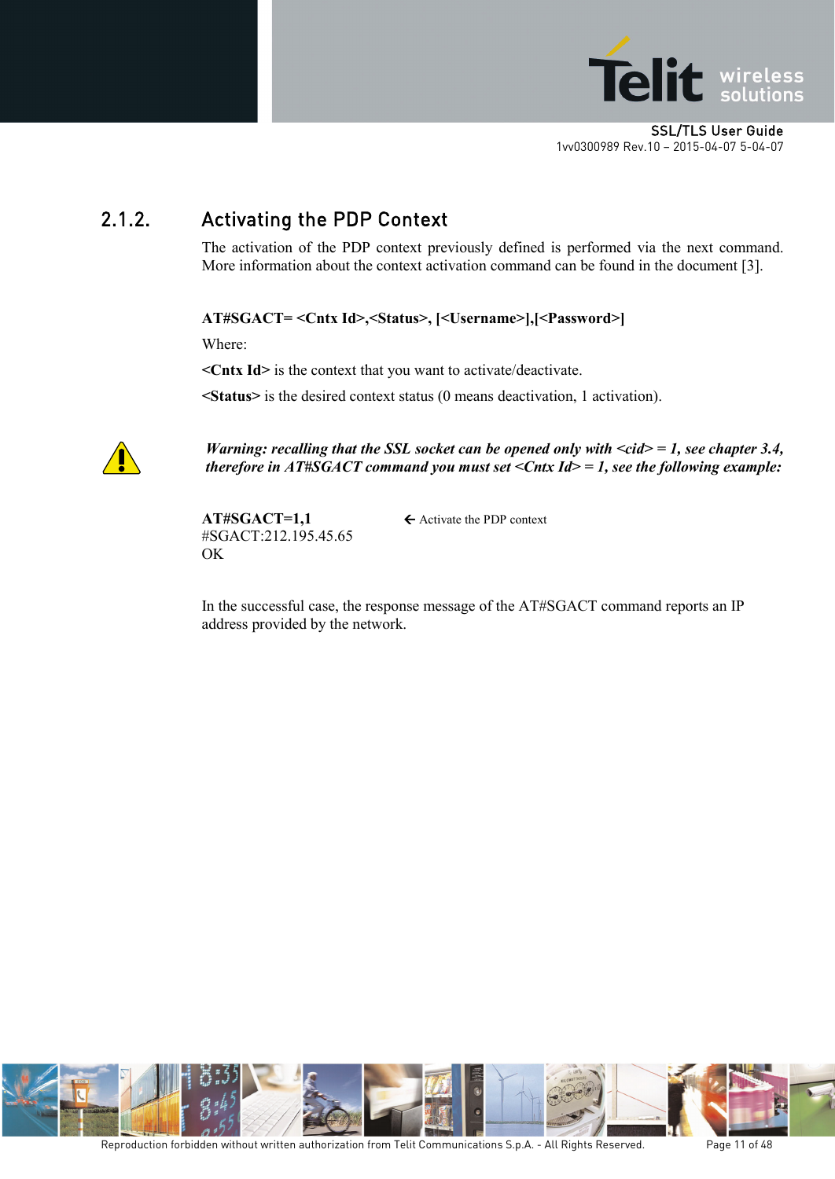### 2.1.2. Activating the PDP Context

The activation of the PDP context previously defined is performed via the next command. More information about the context activation command can be found in the document [3].

**AT#SGACT= <Cntx Id>,<Status>, [<Username>],[<Password>]**

Where:

**<Cntx Id>** is the context that you want to activate/deactivate.

**<Status>** is the desired context status (0 means deactivation, 1 activation).

***Warning: recalling that the SSL socket can be opened only with <cid> = 1, see chapter 3.4, therefore in AT#SGACT command you must set <Cntx Id> = 1, see the following example:***

```
AT#SGACT=1,1                ← Activate the PDP context
#SGACT:212.195.45.65
OK
```

In the successful case, the response message of the AT#SGACT command reports an IP address provided by the network.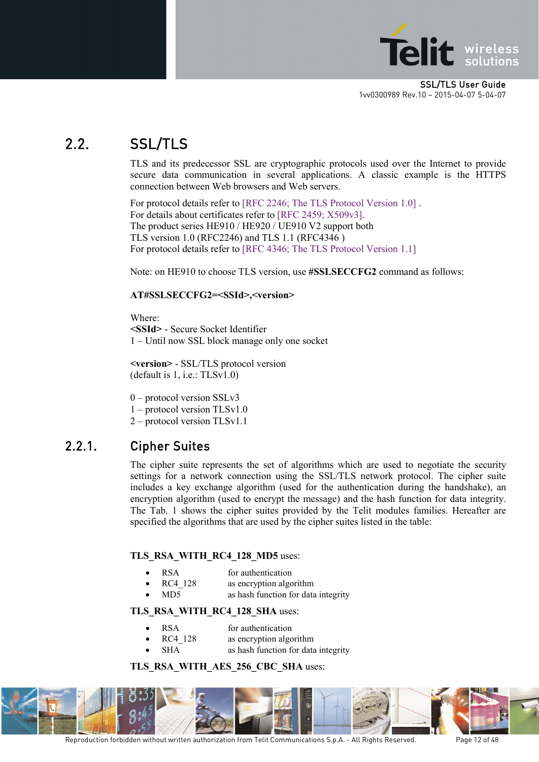## 2.2. SSL/TLS

TLS and its predecessor SSL are cryptographic protocols used over the Internet to provide secure data communication in several applications. A classic example is the HTTPS connection between Web browsers and Web servers.

For protocol details refer to [RFC 2246; The TLS Protocol Version 1.0] .
For details about certificates refer to [RFC 2459; X509v3].
The product series HE910 / HE920 / UE910 V2 support both
TLS version 1.0 (RFC2246) and TLS 1.1 (RFC4346 )
For protocol details refer to [RFC 4346; The TLS Protocol Version 1.1]

Note: on HE910 to choose TLS version, use **#SSLSECCFG2** command as follows:

**AT#SSLSECCFG2=<SSId>,<version>**

Where:
**<SSId>** - Secure Socket Identifier
1 – Until now SSL block manage only one socket

**<version>** - SSL/TLS protocol version
(default is 1, i.e.: TLSv1.0)

0 – protocol version SSLv3
1 – protocol version TLSv1.0
2 – protocol version TLSv1.1

### 2.2.1. Cipher Suites

The cipher suite represents the set of algorithms which are used to negotiate the security settings for a network connection using the SSL/TLS network protocol. The cipher suite includes a key exchange algorithm (used for the authentication during the handshake), an encryption algorithm (used to encrypt the message) and the hash function for data integrity. The Tab. 1 shows the cipher suites provided by the Telit modules families. Hereafter are specified the algorithms that are used by the cipher suites listed in the table:

**TLS_RSA_WITH_RC4_128_MD5** uses:

- RSA for authentication
- RC4_128 as encryption algorithm
- MD5 as hash function for data integrity

**TLS_RSA_WITH_RC4_128_SHA** uses:

- RSA for authentication
- RC4_128 as encryption algorithm
- SHA as hash function for data integrity

**TLS_RSA_WITH_AES_256_CBC_SHA** uses: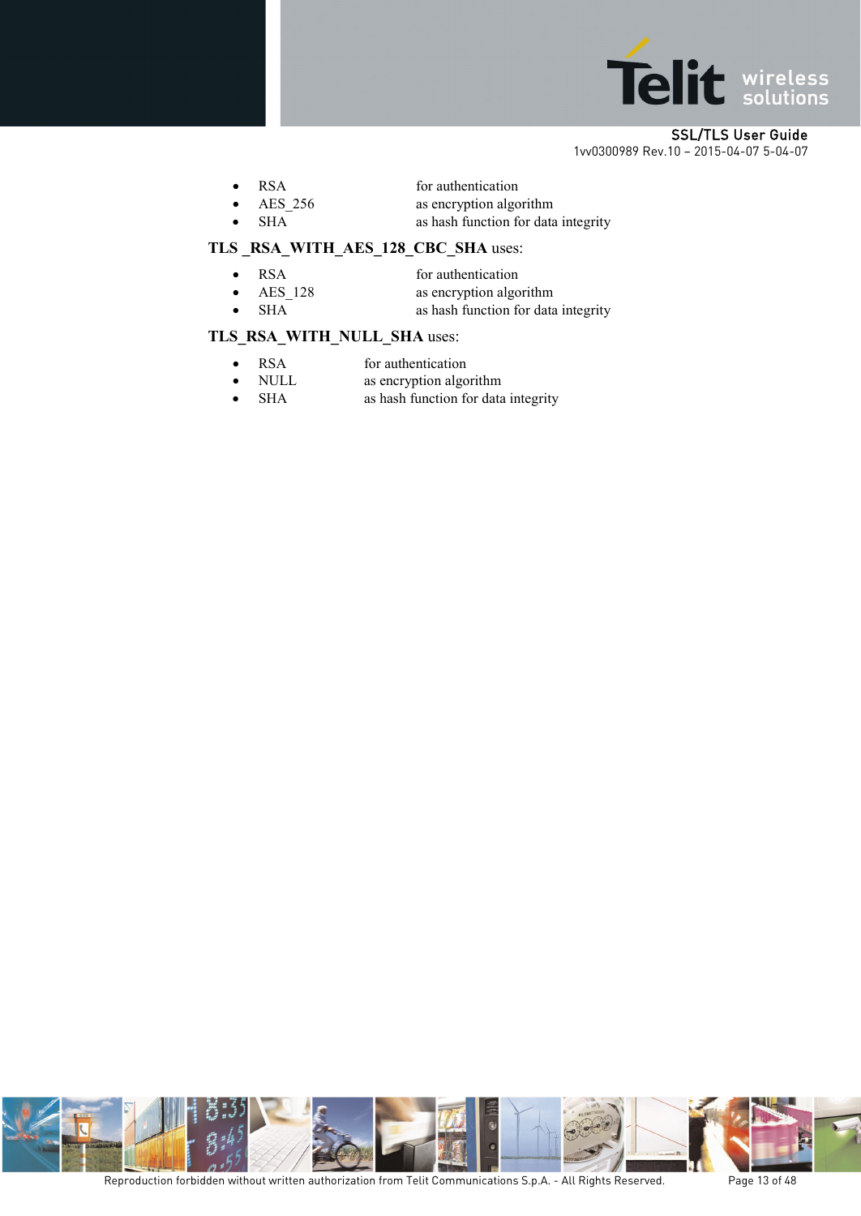- RSA for authentication
- AES_256 as encryption algorithm
- SHA as hash function for data integrity

**TLS _RSA_WITH_AES_128_CBC_SHA** uses:

- RSA for authentication
- AES_128 as encryption algorithm
- SHA as hash function for data integrity

**TLS_RSA_WITH_NULL_SHA** uses:

- RSA for authentication
- NULL as encryption algorithm
- SHA as hash function for data integrity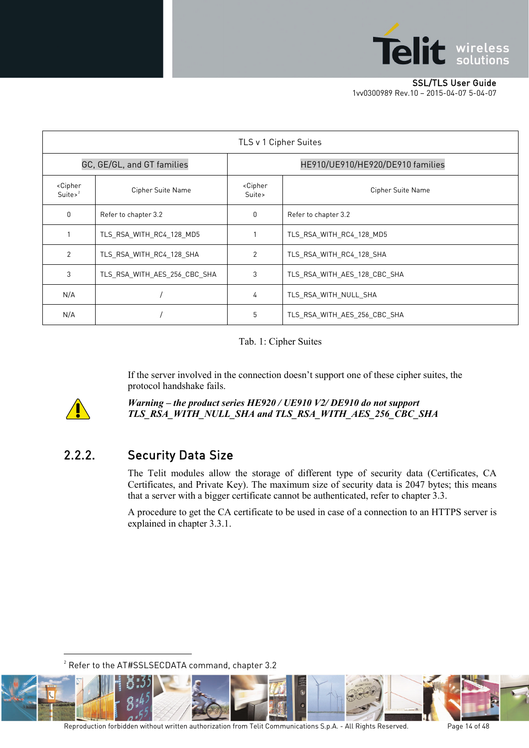| TLS v 1 Cipher Suites | | | |
|---|---|---|---|
| GC, GE/GL, and GT families | | HE910/UE910/HE920/DE910 families | |
| <Cipher Suite>[2] | Cipher Suite Name | <Cipher Suite> | Cipher Suite Name |
| 0 | Refer to chapter 3.2 | 0 | Refer to chapter 3.2 |
| 1 | TLS_RSA_WITH_RC4_128_MD5 | 1 | TLS_RSA_WITH_RC4_128_MD5 |
| 2 | TLS_RSA_WITH_RC4_128_SHA | 2 | TLS_RSA_WITH_RC4_128_SHA |
| 3 | TLS_RSA_WITH_AES_256_CBC_SHA | 3 | TLS_RSA_WITH_AES_128_CBC_SHA |
| N/A | / | 4 | TLS_RSA_WITH_NULL_SHA |
| N/A | / | 5 | TLS_RSA_WITH_AES_256_CBC_SHA |

Tab. 1: Cipher Suites

If the server involved in the connection doesn't support one of these cipher suites, the protocol handshake fails.

***Warning – the product series HE920 / UE910 V2/ DE910 do not support TLS_RSA_WITH_NULL_SHA and TLS_RSA_WITH_AES_256_CBC_SHA***

### 2.2.2. Security Data Size

The Telit modules allow the storage of different type of security data (Certificates, CA Certificates, and Private Key). The maximum size of security data is 2047 bytes; this means that a server with a bigger certificate cannot be authenticated, refer to chapter 3.3.

A procedure to get the CA certificate to be used in case of a connection to an HTTPS server is explained in chapter 3.3.1.

[2] Refer to the AT#SSLSECDATA command, chapter 3.2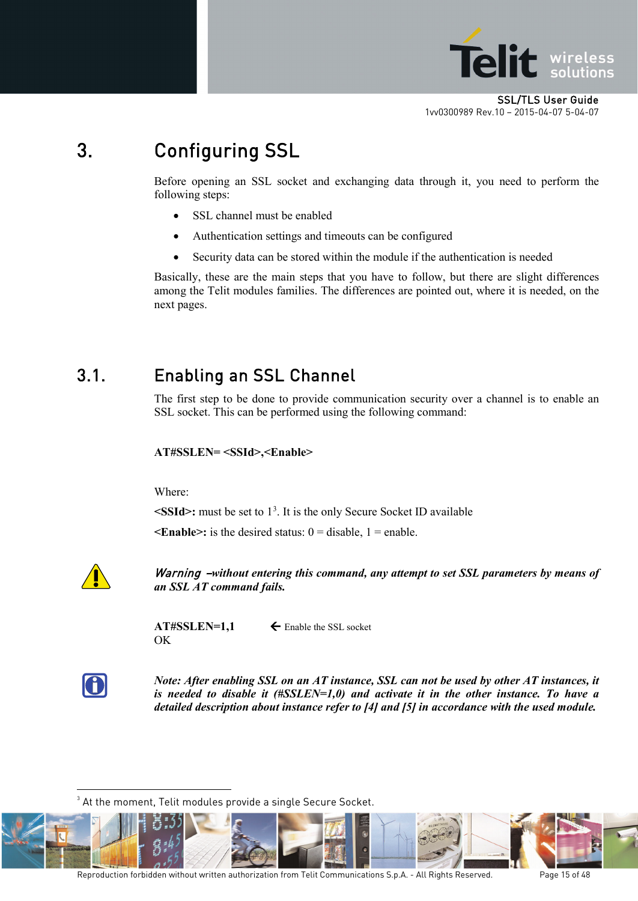# 3. Configuring SSL

Before opening an SSL socket and exchanging data through it, you need to perform the following steps:

- SSL channel must be enabled
- Authentication settings and timeouts can be configured
- Security data can be stored within the module if the authentication is needed

Basically, these are the main steps that you have to follow, but there are slight differences among the Telit modules families. The differences are pointed out, where it is needed, on the next pages.

## 3.1. Enabling an SSL Channel

The first step to be done to provide communication security over a channel is to enable an SSL socket. This can be performed using the following command:

**AT#SSLEN= <SSId>,<Enable>**

Where:

**<SSId>:** must be set to 1[3]. It is the only Secure Socket ID available

**<Enable>:** is the desired status: 0 = disable, 1 = enable.

*Warning –without entering this command, any attempt to set SSL parameters by means of an SSL AT command fails.*

```
AT#SSLEN=1,1        ← Enable the SSL socket
OK
```

***Note: After enabling SSL on an AT instance, SSL can not be used by other AT instances, it is needed to disable it (#SSLEN=1,0) and activate it in the other instance. To have a detailed description about instance refer to [4] and [5] in accordance with the used module.***

---

[3] At the moment, Telit modules provide a single Secure Socket.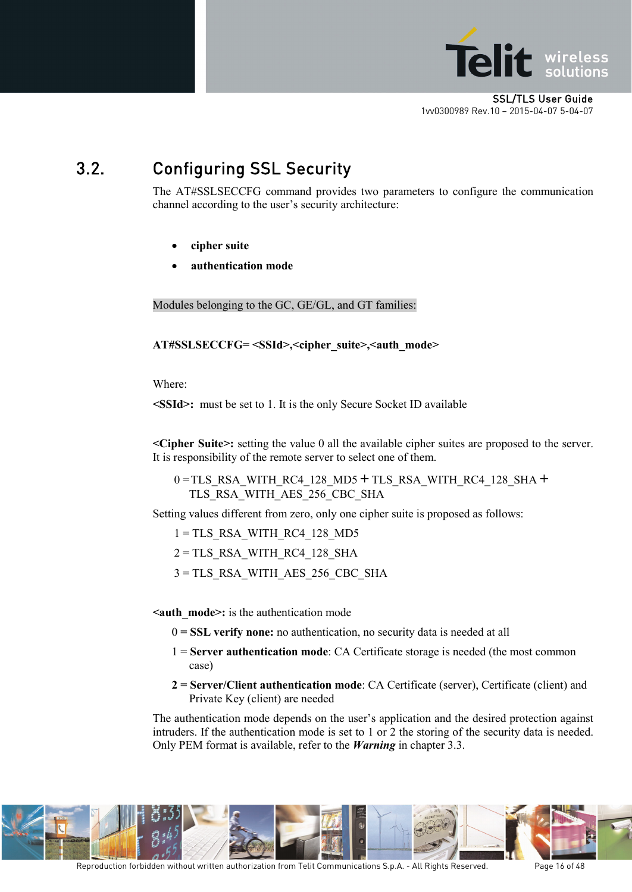## 3.2. Configuring SSL Security

The AT#SSLSECCFG command provides two parameters to configure the communication channel according to the user's security architecture:

- **cipher suite**
- **authentication mode**

Modules belonging to the GC, GE/GL, and GT families:

**AT#SSLSECCFG= <SSId>,<cipher_suite>,<auth_mode>**

Where:

**<SSId>:** must be set to 1. It is the only Secure Socket ID available

**<Cipher Suite>:** setting the value 0 all the available cipher suites are proposed to the server. It is responsibility of the remote server to select one of them.

0 = TLS_RSA_WITH_RC4_128_MD5 + TLS_RSA_WITH_RC4_128_SHA + TLS_RSA_WITH_AES_256_CBC_SHA

Setting values different from zero, only one cipher suite is proposed as follows:

1 = TLS_RSA_WITH_RC4_128_MD5

2 = TLS_RSA_WITH_RC4_128_SHA

3 = TLS_RSA_WITH_AES_256_CBC_SHA

**<auth_mode>:** is the authentication mode

0 **= SSL verify none:** no authentication, no security data is needed at all

1 = **Server authentication mode**: CA Certificate storage is needed (the most common case)

**2 = Server/Client authentication mode**: CA Certificate (server), Certificate (client) and Private Key (client) are needed

The authentication mode depends on the user's application and the desired protection against intruders. If the authentication mode is set to 1 or 2 the storing of the security data is needed. Only PEM format is available, refer to the ***Warning*** in chapter 3.3.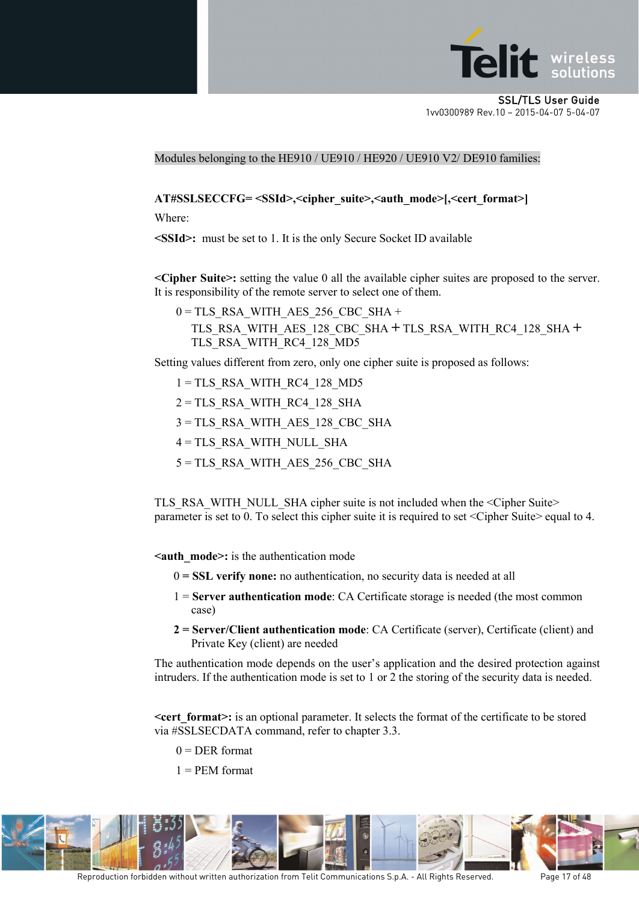Modules belonging to the HE910 / UE910 / HE920 / UE910 V2/ DE910 families:

**AT#SSLSECCFG= <SSId>,<cipher_suite>,<auth_mode>[,<cert_format>]**

Where:

**<SSId>:** must be set to 1. It is the only Secure Socket ID available

**<Cipher Suite>:** setting the value 0 all the available cipher suites are proposed to the server. It is responsibility of the remote server to select one of them.

0 = TLS_RSA_WITH_AES_256_CBC_SHA + TLS_RSA_WITH_AES_128_CBC_SHA + TLS_RSA_WITH_RC4_128_SHA + TLS_RSA_WITH_RC4_128_MD5

Setting values different from zero, only one cipher suite is proposed as follows:

1 = TLS_RSA_WITH_RC4_128_MD5

2 = TLS_RSA_WITH_RC4_128_SHA

3 = TLS_RSA_WITH_AES_128_CBC_SHA

4 = TLS_RSA_WITH_NULL_SHA

5 = TLS_RSA_WITH_AES_256_CBC_SHA

TLS_RSA_WITH_NULL_SHA cipher suite is not included when the <Cipher Suite> parameter is set to 0. To select this cipher suite it is required to set <Cipher Suite> equal to 4.

**<auth_mode>:** is the authentication mode

0 = **SSL verify none:** no authentication, no security data is needed at all

1 = **Server authentication mode**: CA Certificate storage is needed (the most common case)

**2 = Server/Client authentication mode**: CA Certificate (server), Certificate (client) and Private Key (client) are needed

The authentication mode depends on the user's application and the desired protection against intruders. If the authentication mode is set to 1 or 2 the storing of the security data is needed.

**<cert_format>:** is an optional parameter. It selects the format of the certificate to be stored via #SSLSECDATA command, refer to chapter 3.3.

0 = DER format

1 = PEM format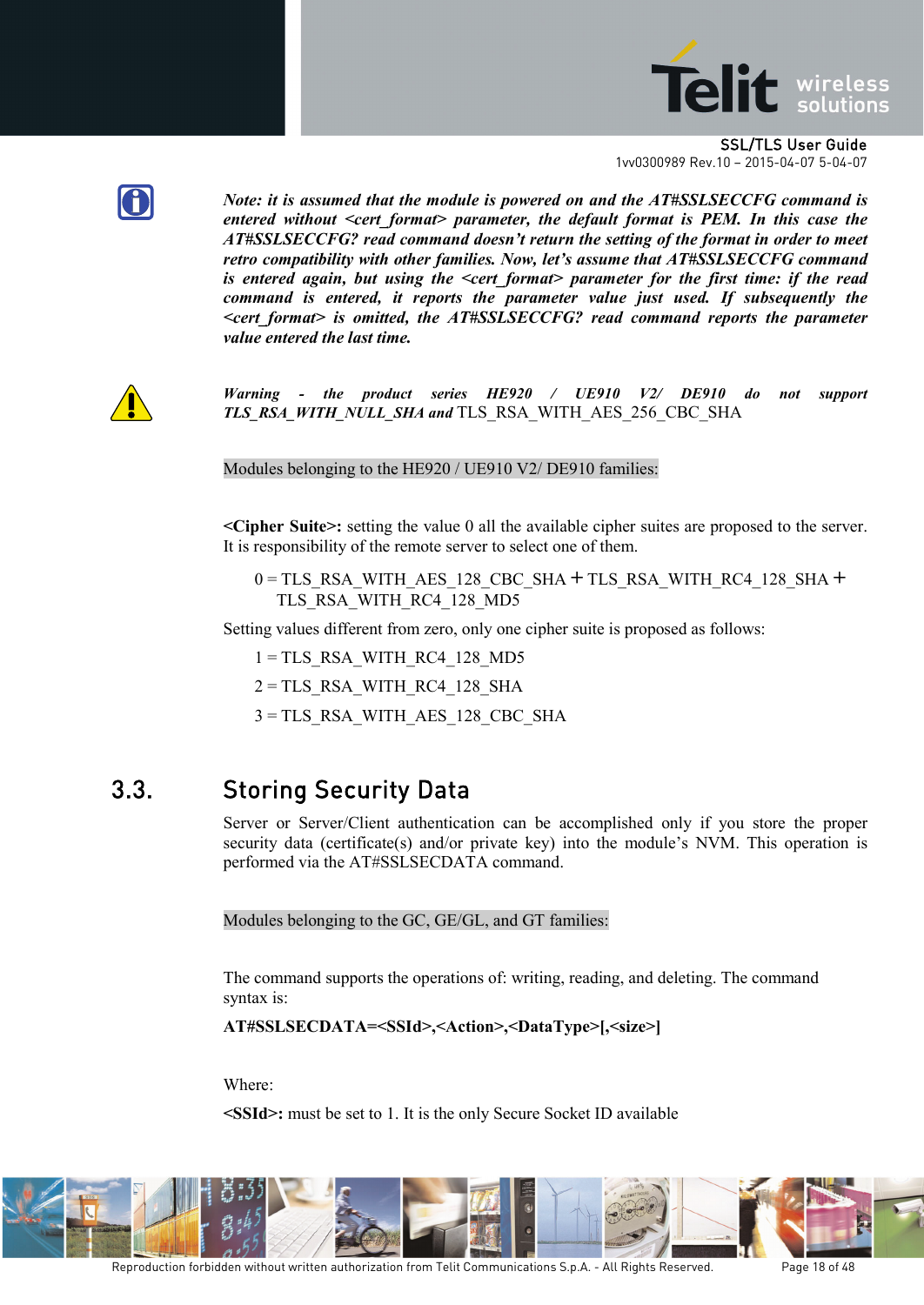*Note: it is assumed that the module is powered on and the AT#SSLSECCFG command is entered without <cert_format> parameter, the default format is PEM. In this case the AT#SSLSECCFG? read command doesn't return the setting of the format in order to meet retro compatibility with other families. Now, let's assume that AT#SSLSECCFG command is entered again, but using the <cert_format> parameter for the first time: if the read command is entered, it reports the parameter value just used. If subsequently the <cert_format> is omitted, the AT#SSLSECCFG? read command reports the parameter value entered the last time.*

***Warning - the product series HE920 / UE910 V2/ DE910 do not support TLS_RSA_WITH_NULL_SHA and*** TLS_RSA_WITH_AES_256_CBC_SHA

Modules belonging to the HE920 / UE910 V2/ DE910 families:

**<Cipher Suite>:** setting the value 0 all the available cipher suites are proposed to the server. It is responsibility of the remote server to select one of them.

0 = TLS_RSA_WITH_AES_128_CBC_SHA + TLS_RSA_WITH_RC4_128_SHA + TLS_RSA_WITH_RC4_128_MD5

Setting values different from zero, only one cipher suite is proposed as follows:

1 = TLS_RSA_WITH_RC4_128_MD5

2 = TLS_RSA_WITH_RC4_128_SHA

3 = TLS_RSA_WITH_AES_128_CBC_SHA

## 3.3. Storing Security Data

Server or Server/Client authentication can be accomplished only if you store the proper security data (certificate(s) and/or private key) into the module's NVM. This operation is performed via the AT#SSLSECDATA command.

Modules belonging to the GC, GE/GL, and GT families:

The command supports the operations of: writing, reading, and deleting. The command syntax is:

**AT#SSLSECDATA=<SSId>,<Action>,<DataType>[,<size>]**

Where:

**<SSId>:** must be set to 1. It is the only Secure Socket ID available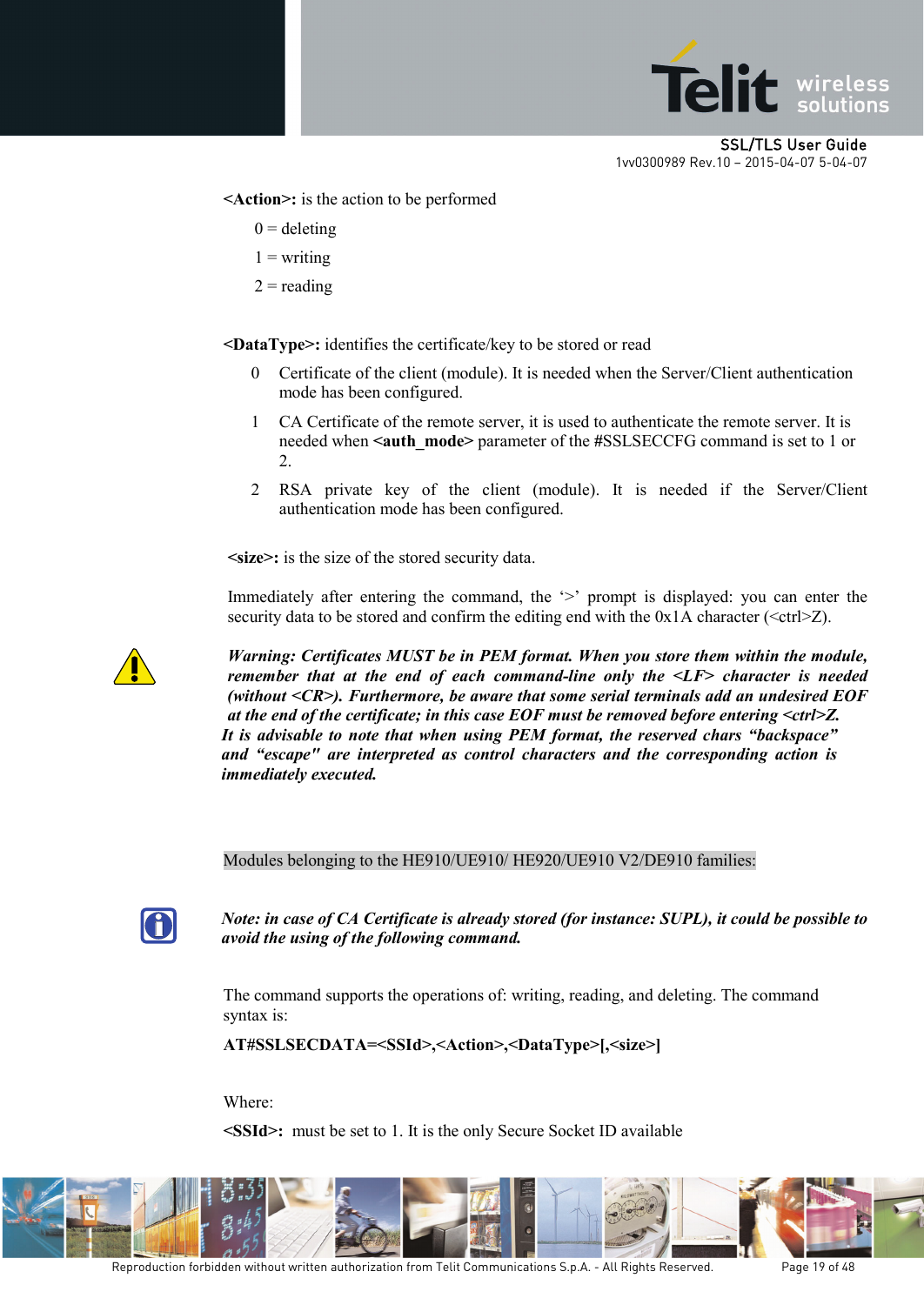**<Action>:** is the action to be performed

0 = deleting

1 = writing

2 = reading

**<DataType>:** identifies the certificate/key to be stored or read

0 Certificate of the client (module). It is needed when the Server/Client authentication mode has been configured.

1 CA Certificate of the remote server, it is used to authenticate the remote server. It is needed when **<auth_mode>** parameter of the #SSLSECCFG command is set to 1 or 2.

2 RSA private key of the client (module). It is needed if the Server/Client authentication mode has been configured.

**<size>:** is the size of the stored security data.

Immediately after entering the command, the '>' prompt is displayed: you can enter the security data to be stored and confirm the editing end with the 0x1A character (<ctrl>Z).

***Warning: Certificates MUST be in PEM format. When you store them within the module, remember that at the end of each command-line only the <LF> character is needed (without <CR>). Furthermore, be aware that some serial terminals add an undesired EOF at the end of the certificate; in this case EOF must be removed before entering <ctrl>Z. It is advisable to note that when using PEM format, the reserved chars "backspace" and "escape" are interpreted as control characters and the corresponding action is immediately executed.***

Modules belonging to the HE910/UE910/ HE920/UE910 V2/DE910 families:

***Note: in case of CA Certificate is already stored (for instance: SUPL), it could be possible to avoid the using of the following command.***

The command supports the operations of: writing, reading, and deleting. The command syntax is:

**AT#SSLSECDATA=<SSId>,<Action>,<DataType>[,<size>]**

Where:

**<SSId>:** must be set to 1. It is the only Secure Socket ID available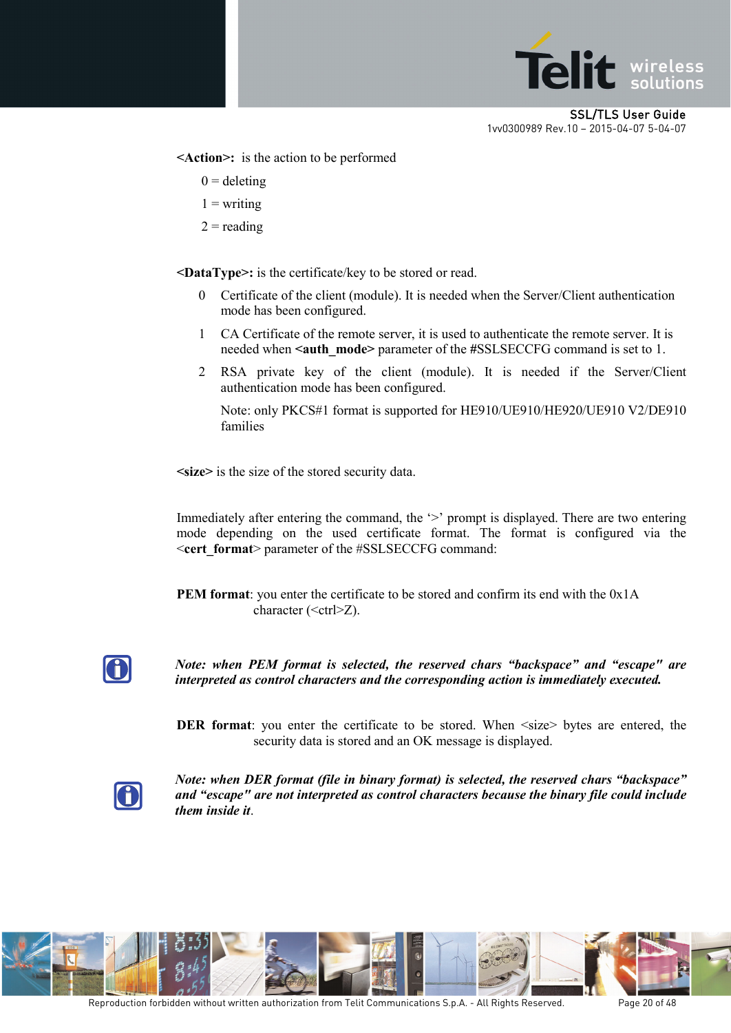**<Action>:** is the action to be performed

0 = deleting

1 = writing

2 = reading

**<DataType>:** is the certificate/key to be stored or read.

0 Certificate of the client (module). It is needed when the Server/Client authentication mode has been configured.

1 CA Certificate of the remote server, it is used to authenticate the remote server. It is needed when **<auth_mode>** parameter of the #SSLSECCFG command is set to 1.

2 RSA private key of the client (module). It is needed if the Server/Client authentication mode has been configured.

Note: only PKCS#1 format is supported for HE910/UE910/HE920/UE910 V2/DE910 families

**<size>** is the size of the stored security data.

Immediately after entering the command, the '>' prompt is displayed. There are two entering mode depending on the used certificate format. The format is configured via the <**cert_format**> parameter of the #SSLSECCFG command:

**PEM format**: you enter the certificate to be stored and confirm its end with the 0x1A character (<ctrl>Z).

***Note: when PEM format is selected, the reserved chars "backspace" and "escape" are interpreted as control characters and the corresponding action is immediately executed.***

**DER format**: you enter the certificate to be stored. When <size> bytes are entered, the security data is stored and an OK message is displayed.

***Note: when DER format (file in binary format) is selected, the reserved chars "backspace" and "escape" are not interpreted as control characters because the binary file could include them inside it***.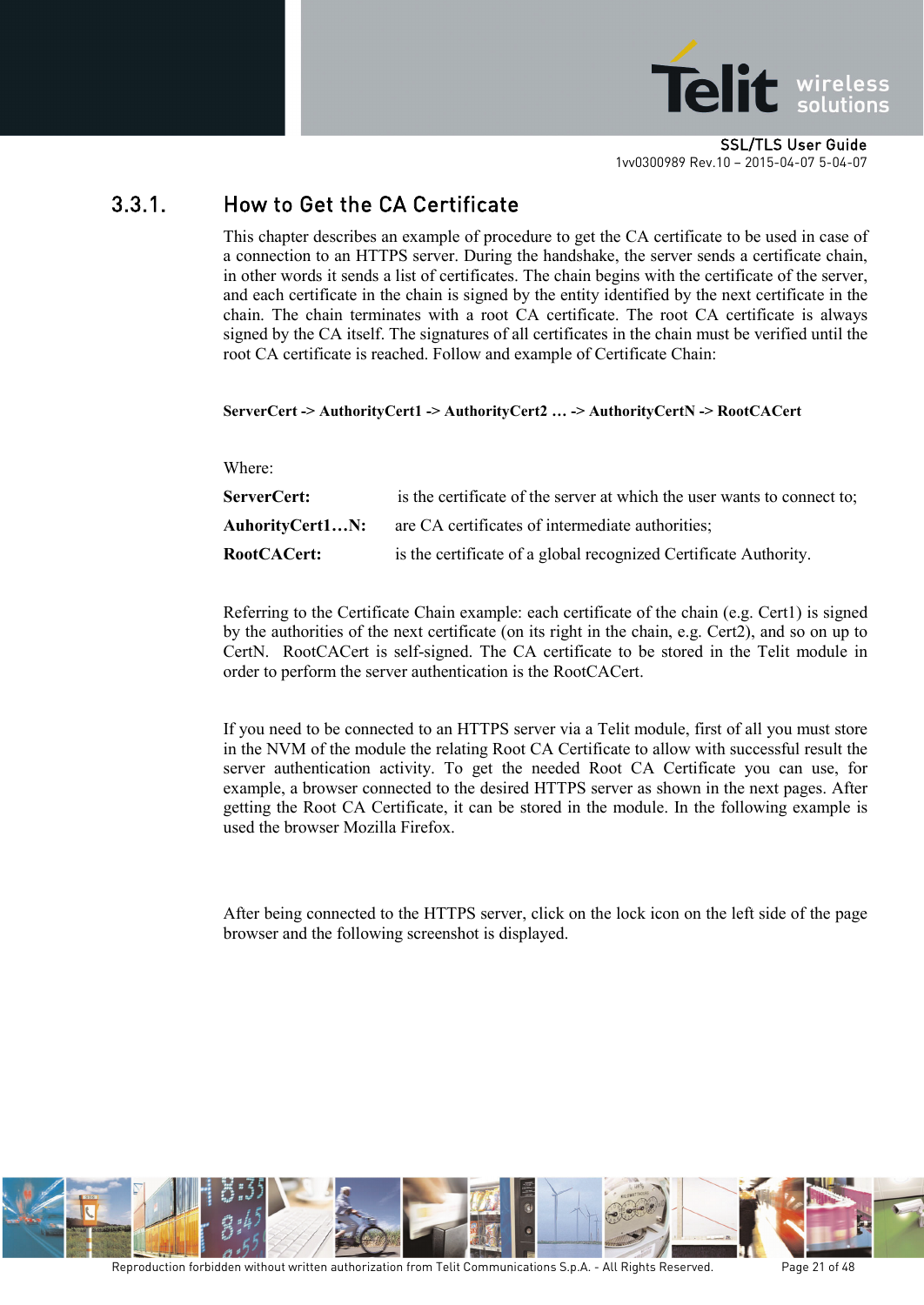### 3.3.1. How to Get the CA Certificate

This chapter describes an example of procedure to get the CA certificate to be used in case of a connection to an HTTPS server. During the handshake, the server sends a certificate chain, in other words it sends a list of certificates. The chain begins with the certificate of the server, and each certificate in the chain is signed by the entity identified by the next certificate in the chain. The chain terminates with a root CA certificate. The root CA certificate is always signed by the CA itself. The signatures of all certificates in the chain must be verified until the root CA certificate is reached. Follow and example of Certificate Chain:

**ServerCert -> AuthorityCert1 -> AuthorityCert2 … -> AuthorityCertN -> RootCACert**

Where:

**ServerCert:** is the certificate of the server at which the user wants to connect to;

**AuhorityCert1…N:** are CA certificates of intermediate authorities;

**RootCACert:** is the certificate of a global recognized Certificate Authority.

Referring to the Certificate Chain example: each certificate of the chain (e.g. Cert1) is signed by the authorities of the next certificate (on its right in the chain, e.g. Cert2), and so on up to CertN. RootCACert is self-signed. The CA certificate to be stored in the Telit module in order to perform the server authentication is the RootCACert.

If you need to be connected to an HTTPS server via a Telit module, first of all you must store in the NVM of the module the relating Root CA Certificate to allow with successful result the server authentication activity. To get the needed Root CA Certificate you can use, for example, a browser connected to the desired HTTPS server as shown in the next pages. After getting the Root CA Certificate, it can be stored in the module. In the following example is used the browser Mozilla Firefox.

After being connected to the HTTPS server, click on the lock icon on the left side of the page browser and the following screenshot is displayed.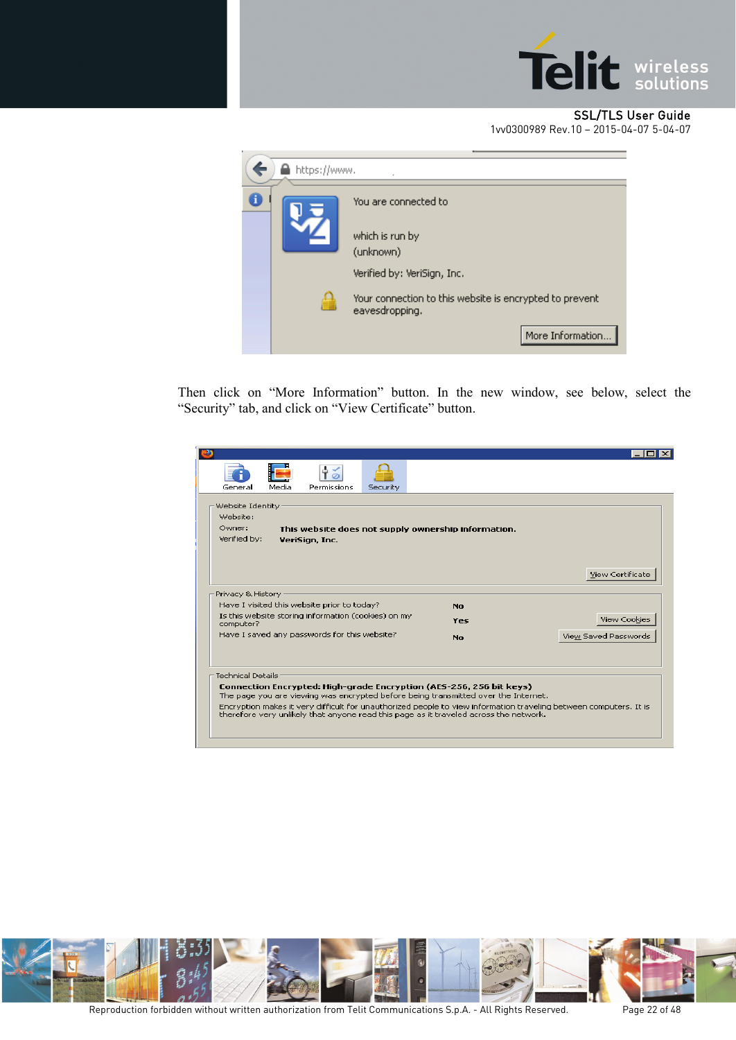Then click on "More Information" button. In the new window, see below, select the "Security" tab, and click on "View Certificate" button.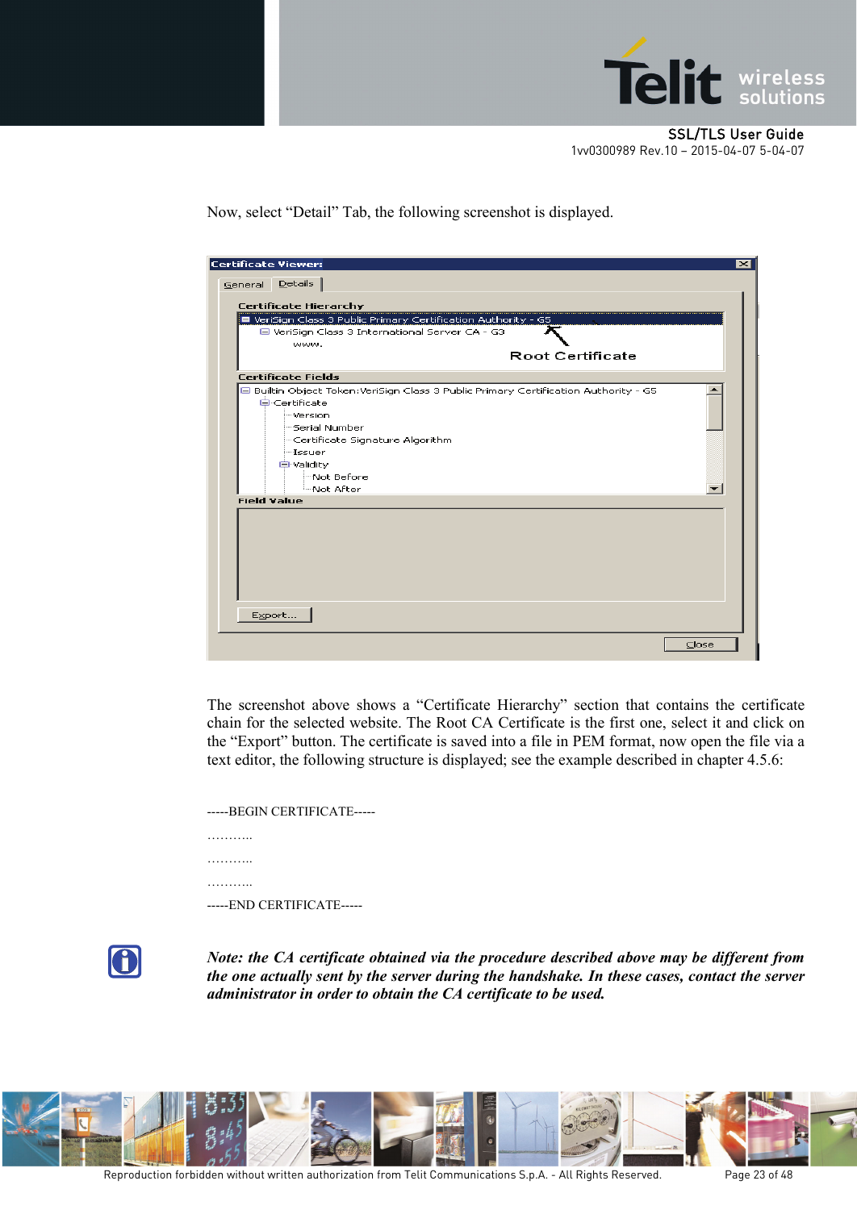Now, select "Detail" Tab, the following screenshot is displayed.

The screenshot above shows a "Certificate Hierarchy" section that contains the certificate chain for the selected website. The Root CA Certificate is the first one, select it and click on the "Export" button. The certificate is saved into a file in PEM format, now open the file via a text editor, the following structure is displayed; see the example described in chapter 4.5.6:

```
-----BEGIN CERTIFICATE-----
………..
………..
………..
-----END CERTIFICATE-----
```

***Note: the CA certificate obtained via the procedure described above may be different from the one actually sent by the server during the handshake. In these cases, contact the server administrator in order to obtain the CA certificate to be used.***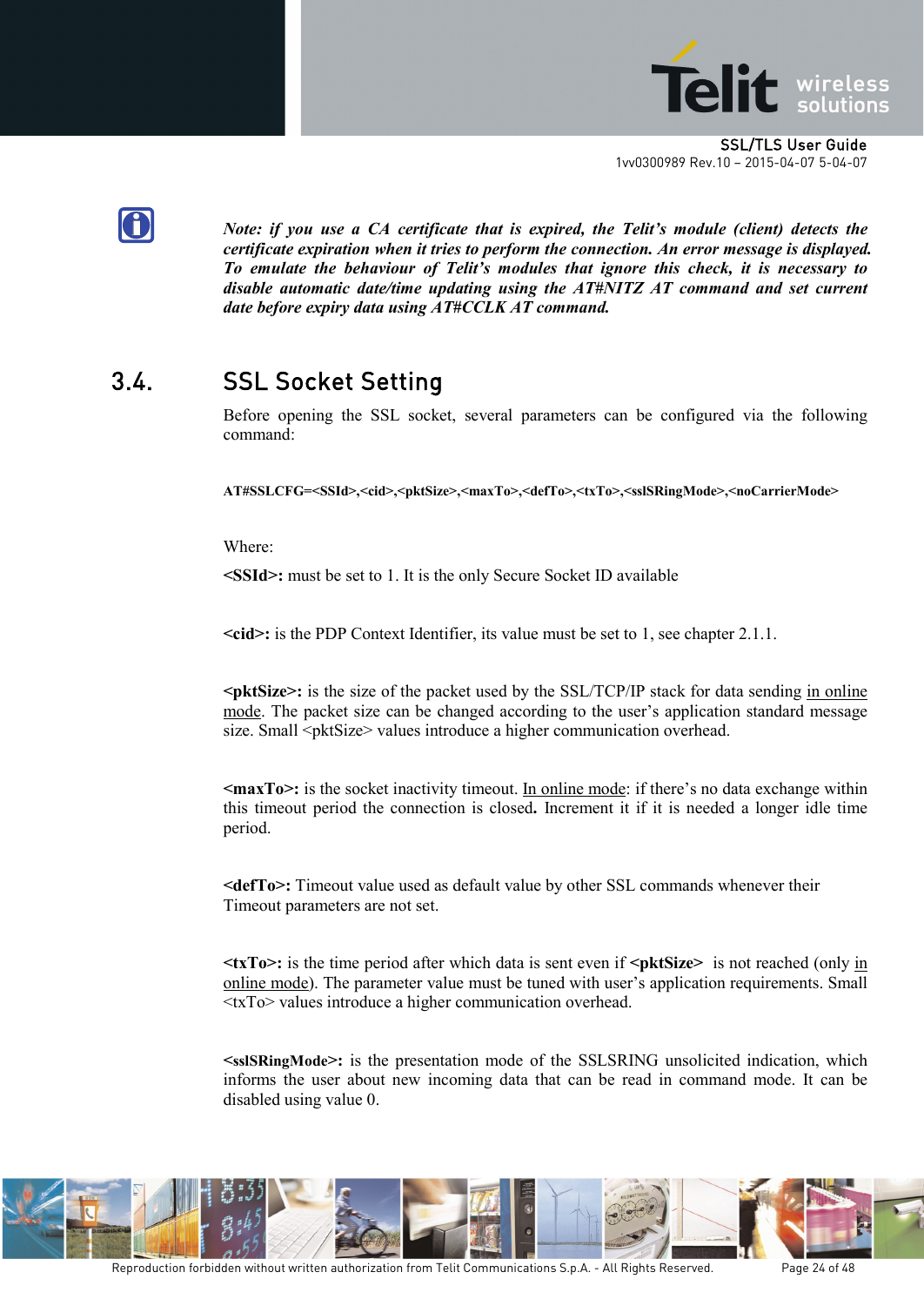*Note: if you use a CA certificate that is expired, the Telit's module (client) detects the certificate expiration when it tries to perform the connection. An error message is displayed. To emulate the behaviour of Telit's modules that ignore this check, it is necessary to disable automatic date/time updating using the AT#NITZ AT command and set current date before expiry data using AT#CCLK AT command.*

## 3.4. SSL Socket Setting

Before opening the SSL socket, several parameters can be configured via the following command:

**AT#SSLCFG=<SSId>,<cid>,<pktSize>,<maxTo>,<defTo>,<txTo>,<sslSRingMode>,<noCarrierMode>**

Where:

**<SSId>:** must be set to 1. It is the only Secure Socket ID available

**<cid>:** is the PDP Context Identifier, its value must be set to 1, see chapter 2.1.1.

**<pktSize>:** is the size of the packet used by the SSL/TCP/IP stack for data sending in online mode. The packet size can be changed according to the user's application standard message size. Small <pktSize> values introduce a higher communication overhead.

**<maxTo>:** is the socket inactivity timeout. In online mode: if there's no data exchange within this timeout period the connection is closed**.** Increment it if it is needed a longer idle time period.

**<defTo>:** Timeout value used as default value by other SSL commands whenever their Timeout parameters are not set.

**<txTo>:** is the time period after which data is sent even if **<pktSize>** is not reached (only in online mode). The parameter value must be tuned with user's application requirements. Small <txTo> values introduce a higher communication overhead.

**<sslSRingMode>:** is the presentation mode of the SSLSRING unsolicited indication, which informs the user about new incoming data that can be read in command mode. It can be disabled using value 0.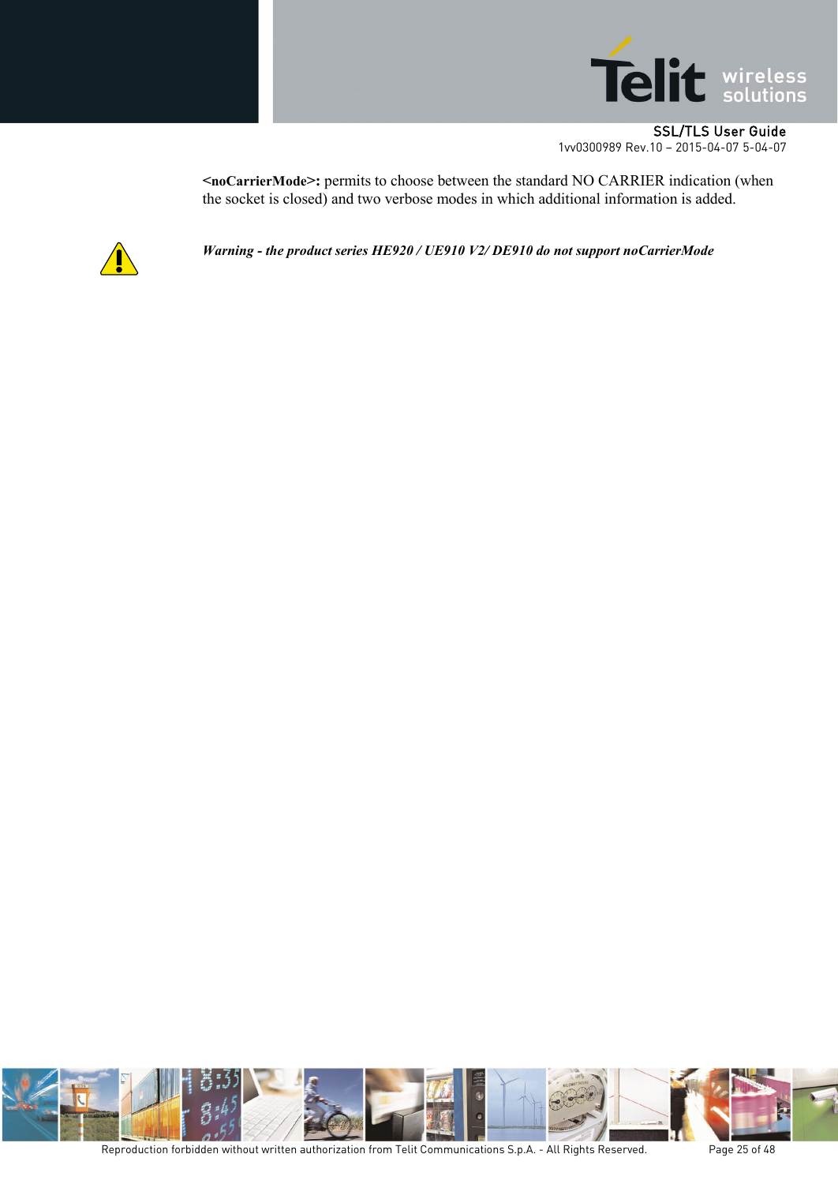**<noCarrierMode>:** permits to choose between the standard NO CARRIER indication (when the socket is closed) and two verbose modes in which additional information is added.

***Warning - the product series HE920 / UE910 V2/ DE910 do not support noCarrierMode***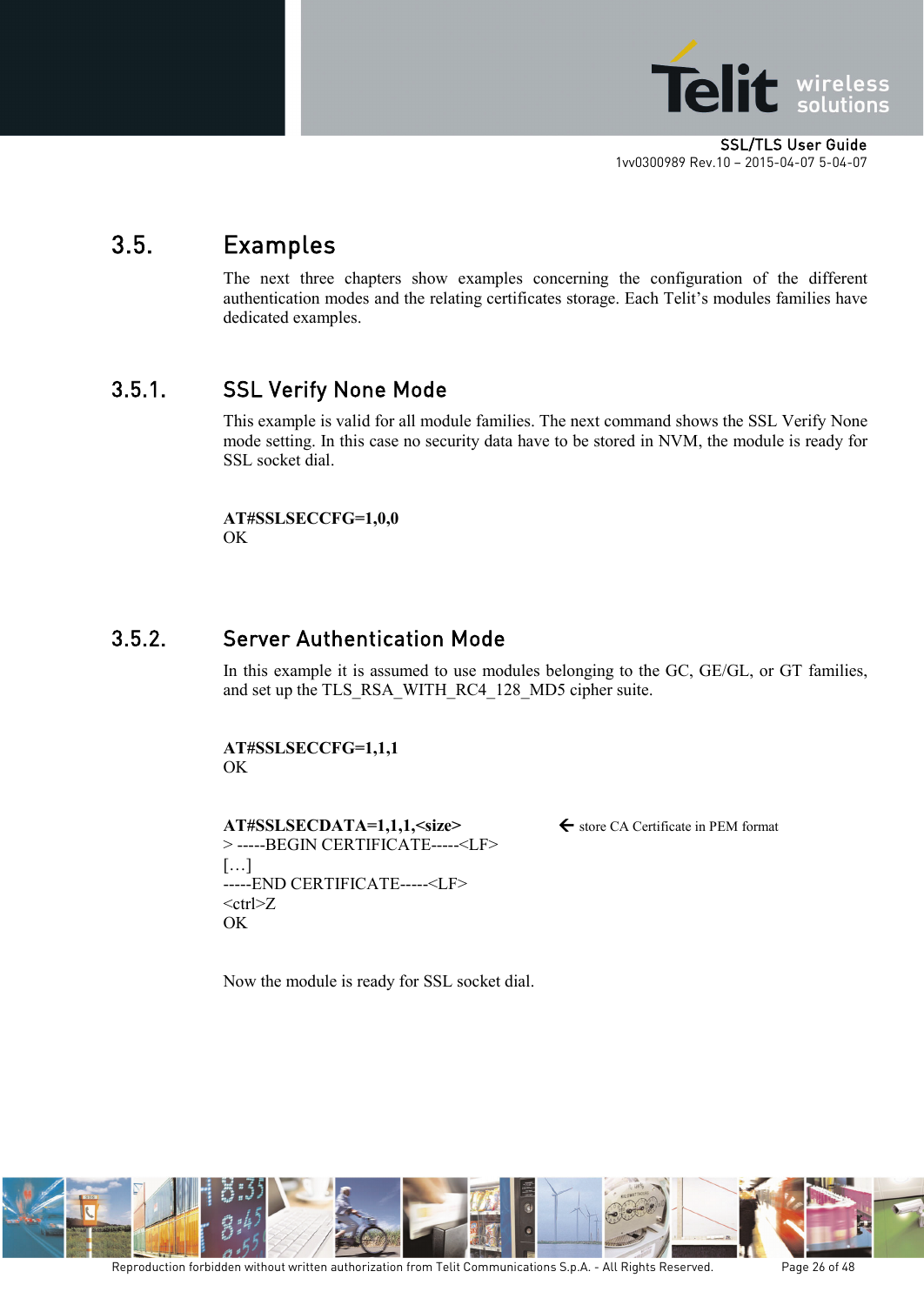## 3.5. Examples

The next three chapters show examples concerning the configuration of the different authentication modes and the relating certificates storage. Each Telit's modules families have dedicated examples.

### 3.5.1. SSL Verify None Mode

This example is valid for all module families. The next command shows the SSL Verify None mode setting. In this case no security data have to be stored in NVM, the module is ready for SSL socket dial.

**AT#SSLSECCFG=1,0,0**
OK

### 3.5.2. Server Authentication Mode

In this example it is assumed to use modules belonging to the GC, GE/GL, or GT families, and set up the TLS_RSA_WITH_RC4_128_MD5 cipher suite.

**AT#SSLSECCFG=1,1,1**
OK

**AT#SSLSECDATA=1,1,1,<size>** ← store CA Certificate in PEM format
> -----BEGIN CERTIFICATE-----<LF>
[…]
-----END CERTIFICATE-----<LF>
<ctrl>Z
OK

Now the module is ready for SSL socket dial.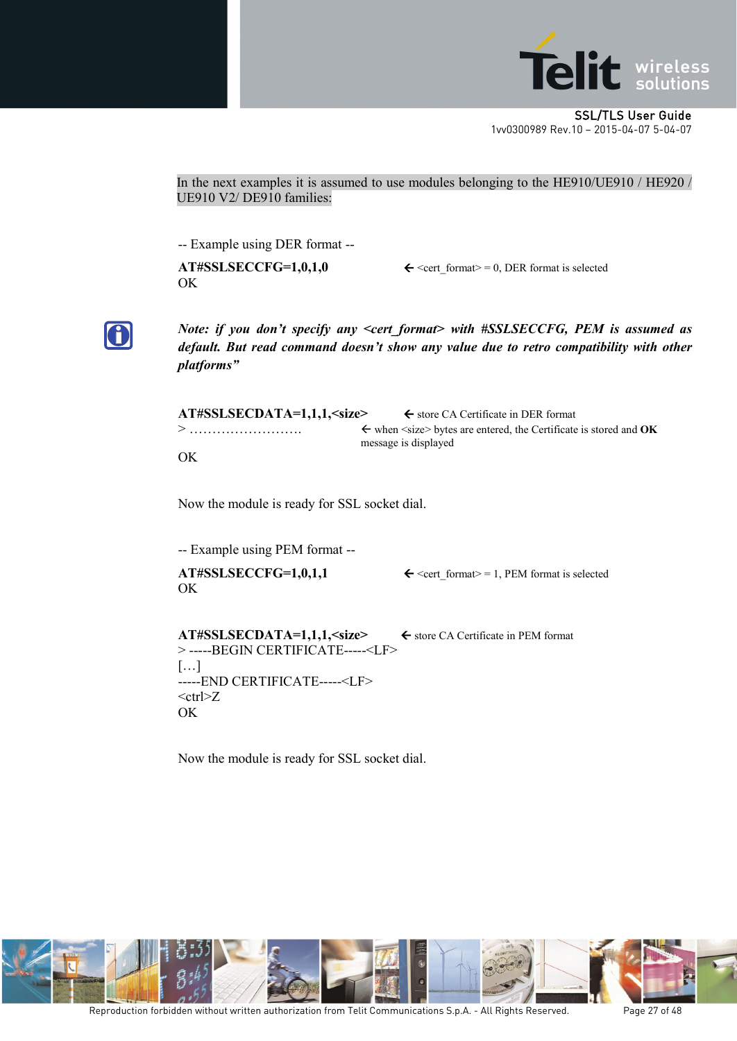In the next examples it is assumed to use modules belonging to the HE910/UE910 / HE920 / UE910 V2/ DE910 families:

-- Example using DER format --

**AT#SSLSECCFG=1,0,1,0** ← <cert_format> = 0, DER format is selected
OK

***Note: if you don't specify any <cert_format> with #SSLSECCFG, PEM is assumed as default. But read command doesn't show any value due to retro compatibility with other platforms"***

**AT#SSLSECDATA=1,1,1,<size>** ← store CA Certificate in DER format
> ……………………. ← when <size> bytes are entered, the Certificate is stored and **OK** message is displayed

OK

Now the module is ready for SSL socket dial.

-- Example using PEM format --

**AT#SSLSECCFG=1,0,1,1** ← <cert_format> = 1, PEM format is selected
OK

**AT#SSLSECDATA=1,1,1,<size>** ← store CA Certificate in PEM format
> -----BEGIN CERTIFICATE-----<LF>
[…]
-----END CERTIFICATE-----<LF>
<ctrl>Z
OK

Now the module is ready for SSL socket dial.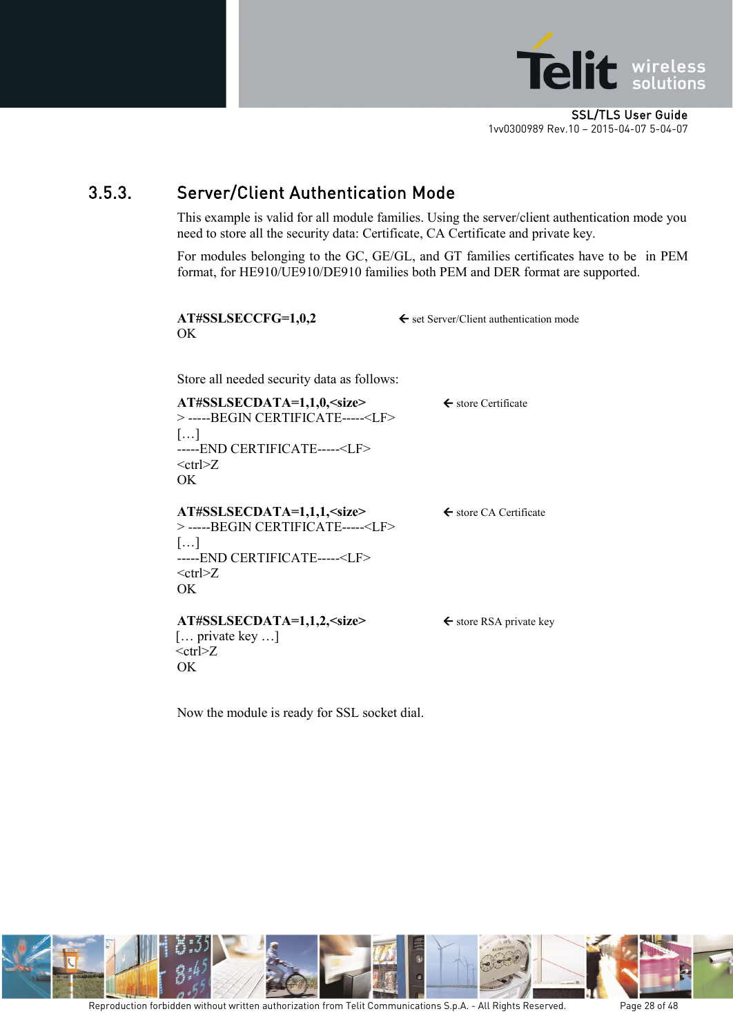### 3.5.3. Server/Client Authentication Mode

This example is valid for all module families. Using the server/client authentication mode you need to store all the security data: Certificate, CA Certificate and private key.

For modules belonging to the GC, GE/GL, and GT families certificates have to be in PEM format, for HE910/UE910/DE910 families both PEM and DER format are supported.

**AT#SSLSECCFG=1,0,2** ← set Server/Client authentication mode
OK

Store all needed security data as follows:

**AT#SSLSECDATA=1,1,0,<size>** ← store Certificate
> -----BEGIN CERTIFICATE-----<LF>
[…]
-----END CERTIFICATE-----<LF>
<ctrl>Z
OK

**AT#SSLSECDATA=1,1,1,<size>** ← store CA Certificate
> -----BEGIN CERTIFICATE-----<LF>
[…]
-----END CERTIFICATE-----<LF>
<ctrl>Z
OK

**AT#SSLSECDATA=1,1,2,<size>** ← store RSA private key
[… private key …]
<ctrl>Z
OK

Now the module is ready for SSL socket dial.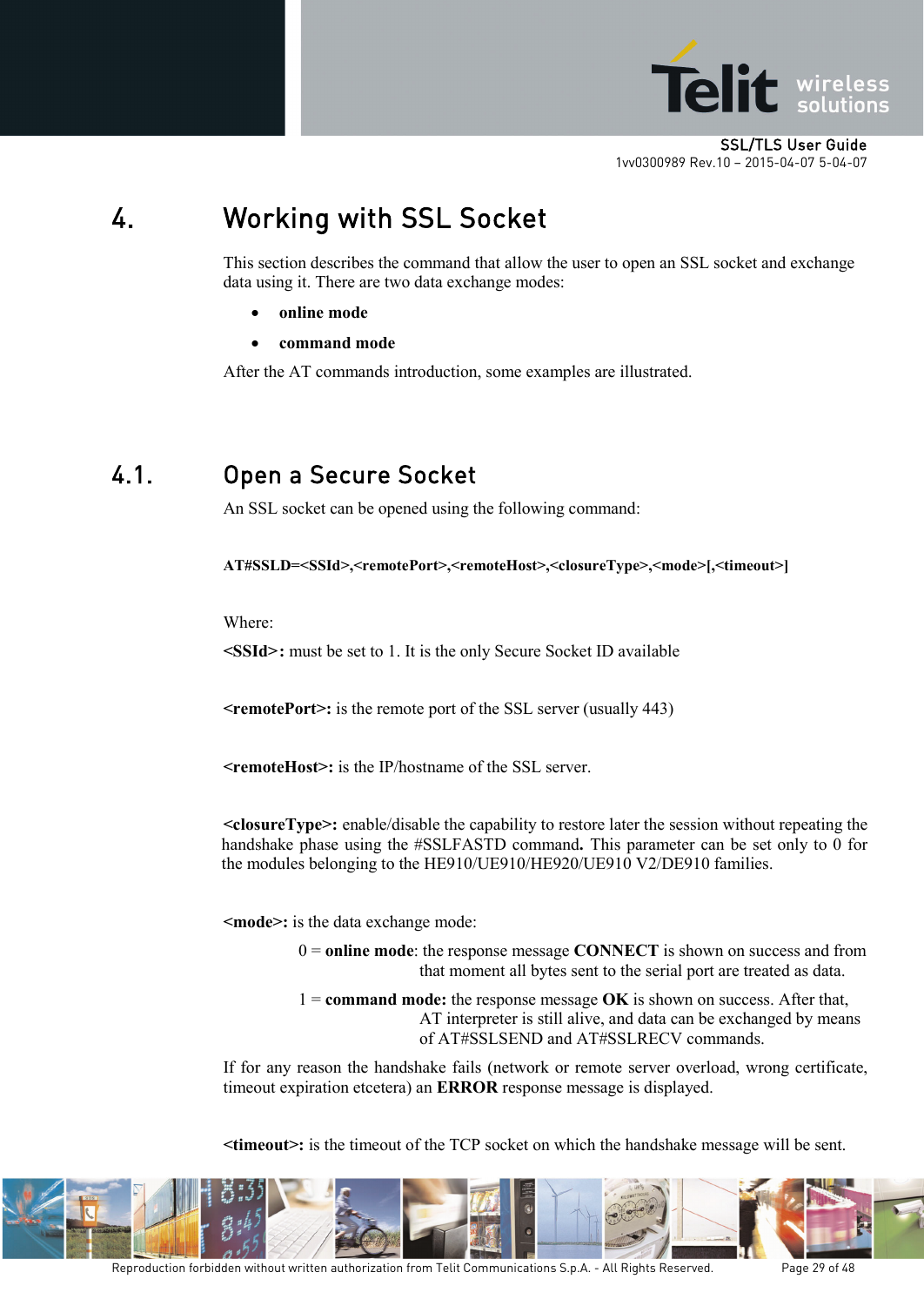# 4. Working with SSL Socket

This section describes the command that allow the user to open an SSL socket and exchange data using it. There are two data exchange modes:

- **online mode**
- **command mode**

After the AT commands introduction, some examples are illustrated.

## 4.1. Open a Secure Socket

An SSL socket can be opened using the following command:

**AT#SSLD=<SSId>,<remotePort>,<remoteHost>,<closureType>,<mode>[,<timeout>]**

Where:

**<SSId>:** must be set to 1. It is the only Secure Socket ID available

**<remotePort>:** is the remote port of the SSL server (usually 443)

**<remoteHost>:** is the IP/hostname of the SSL server.

**<closureType>:** enable/disable the capability to restore later the session without repeating the handshake phase using the #SSLFASTD command**.** This parameter can be set only to 0 for the modules belonging to the HE910/UE910/HE920/UE910 V2/DE910 families.

**<mode>:** is the data exchange mode:

0 = **online mode**: the response message **CONNECT** is shown on success and from that moment all bytes sent to the serial port are treated as data.

1 = **command mode:** the response message **OK** is shown on success. After that, AT interpreter is still alive, and data can be exchanged by means of AT#SSLSEND and AT#SSLRECV commands.

If for any reason the handshake fails (network or remote server overload, wrong certificate, timeout expiration etcetera) an **ERROR** response message is displayed.

**<timeout>:** is the timeout of the TCP socket on which the handshake message will be sent.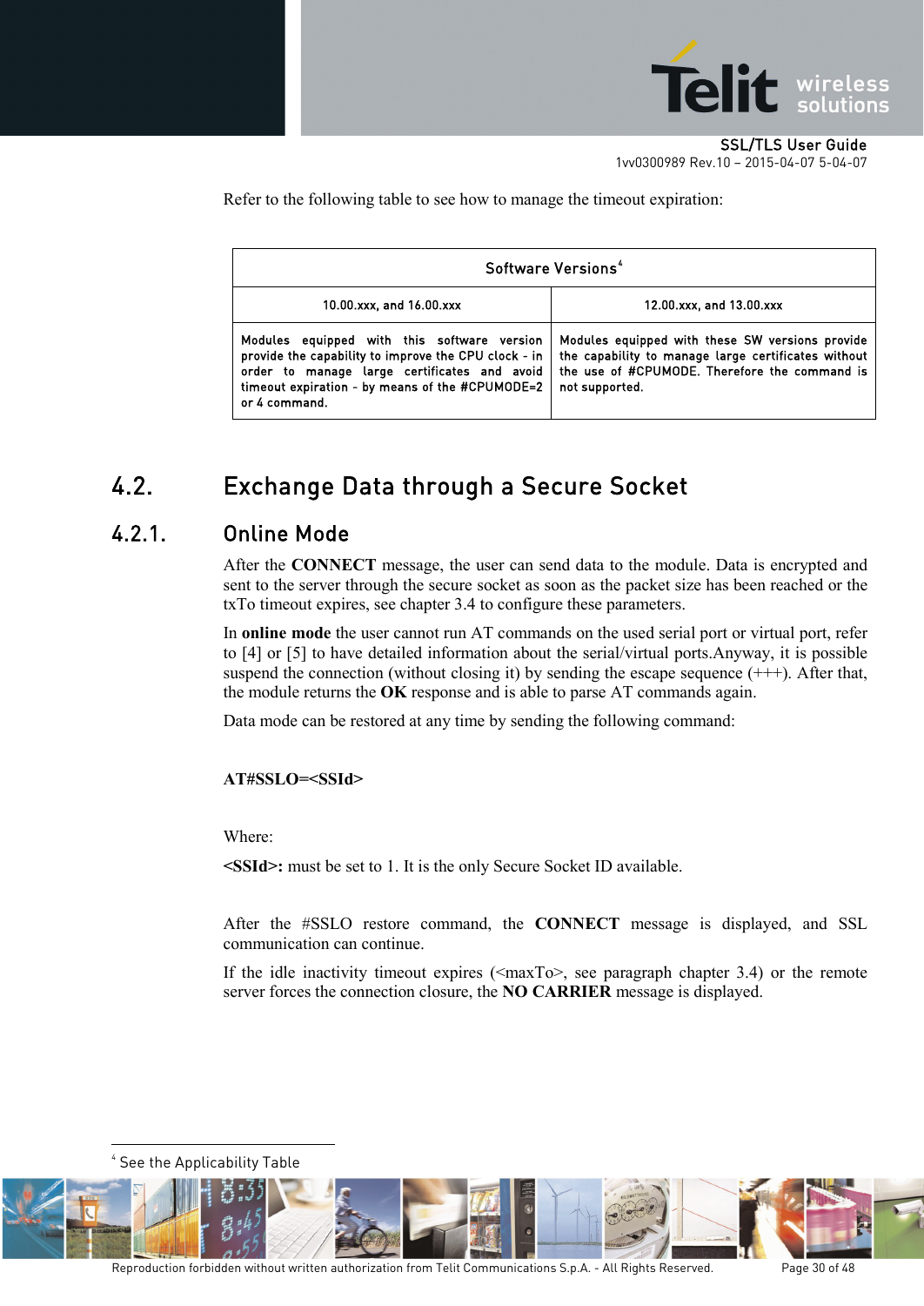Refer to the following table to see how to manage the timeout expiration:

| Software Versions[4] | |
|---|---|
| 10.00.xxx, and 16.00.xxx | 12.00.xxx, and 13.00.xxx |
| Modules equipped with this software version provide the capability to improve the CPU clock - in order to manage large certificates and avoid timeout expiration - by means of the #CPUMODE=2 or 4 command. | Modules equipped with these SW versions provide the capability to manage large certificates without the use of #CPUMODE. Therefore the command is not supported. |

## 4.2. Exchange Data through a Secure Socket

### 4.2.1. Online Mode

After the **CONNECT** message, the user can send data to the module. Data is encrypted and sent to the server through the secure socket as soon as the packet size has been reached or the txTo timeout expires, see chapter 3.4 to configure these parameters.

In **online mode** the user cannot run AT commands on the used serial port or virtual port, refer to [4] or [5] to have detailed information about the serial/virtual ports.Anyway, it is possible suspend the connection (without closing it) by sending the escape sequence (+++). After that, the module returns the **OK** response and is able to parse AT commands again.

Data mode can be restored at any time by sending the following command:

**AT#SSLO=<SSId>**

Where:

**<SSId>:** must be set to 1. It is the only Secure Socket ID available.

After the #SSLO restore command, the **CONNECT** message is displayed, and SSL communication can continue.

If the idle inactivity timeout expires (<maxTo>, see paragraph chapter 3.4) or the remote server forces the connection closure, the **NO CARRIER** message is displayed.

---

[4] See the Applicability Table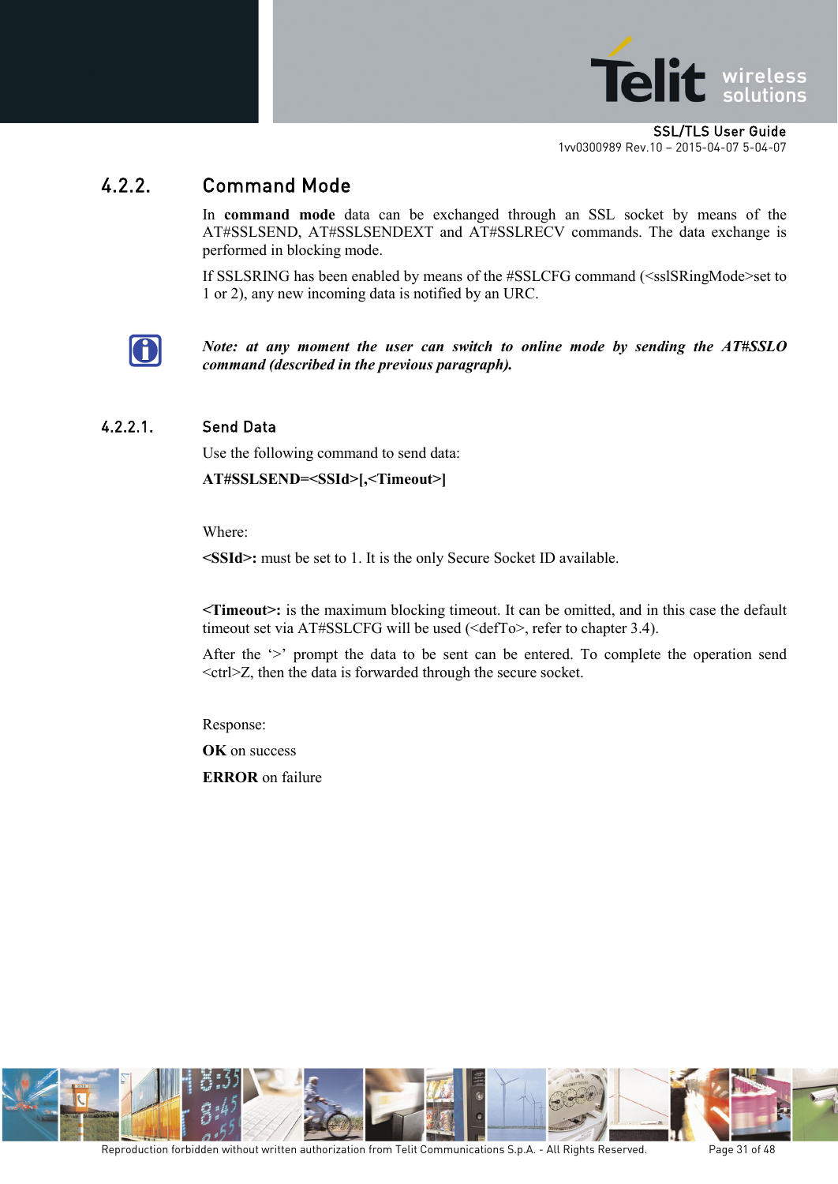### 4.2.2. Command Mode

In **command mode** data can be exchanged through an SSL socket by means of the AT#SSLSEND, AT#SSLSENDEXT and AT#SSLRECV commands. The data exchange is performed in blocking mode.

If SSLSRING has been enabled by means of the #SSLCFG command (<sslSRingMode>set to 1 or 2), any new incoming data is notified by an URC.

***Note: at any moment the user can switch to online mode by sending the AT#SSLO command (described in the previous paragraph).***

#### 4.2.2.1. Send Data

Use the following command to send data:

**AT#SSLSEND=<SSId>[,<Timeout>]**

Where:

**<SSId>:** must be set to 1. It is the only Secure Socket ID available.

**<Timeout>:** is the maximum blocking timeout. It can be omitted, and in this case the default timeout set via AT#SSLCFG will be used (<defTo>, refer to chapter 3.4).

After the '>' prompt the data to be sent can be entered. To complete the operation send <ctrl>Z, then the data is forwarded through the secure socket.

Response:

**OK** on success

**ERROR** on failure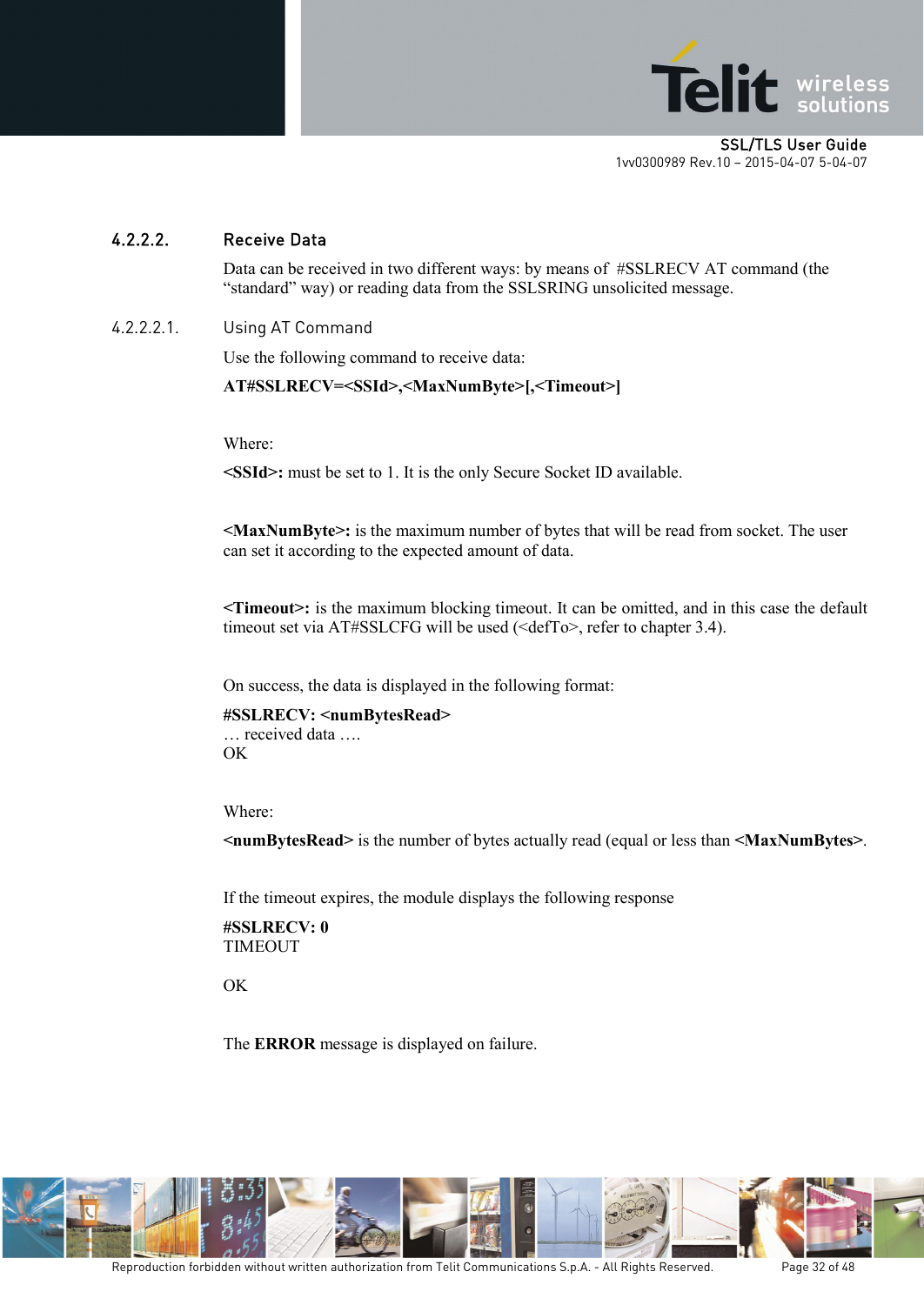#### 4.2.2.2. Receive Data

Data can be received in two different ways: by means of #SSLRECV AT command (the "standard" way) or reading data from the SSLSRING unsolicited message.

##### 4.2.2.2.1. Using AT Command

Use the following command to receive data:

**AT#SSLRECV=<SSId>,<MaxNumByte>[,<Timeout>]**

Where:

**<SSId>:** must be set to 1. It is the only Secure Socket ID available.

**<MaxNumByte>:** is the maximum number of bytes that will be read from socket. The user can set it according to the expected amount of data.

**<Timeout>:** is the maximum blocking timeout. It can be omitted, and in this case the default timeout set via AT#SSLCFG will be used (<defTo>, refer to chapter 3.4).

On success, the data is displayed in the following format:

**#SSLRECV: <numBytesRead>**
… received data ….
OK

Where:

**<numBytesRead>** is the number of bytes actually read (equal or less than **<MaxNumBytes>**.

If the timeout expires, the module displays the following response

**#SSLRECV: 0**
TIMEOUT

OK

The **ERROR** message is displayed on failure.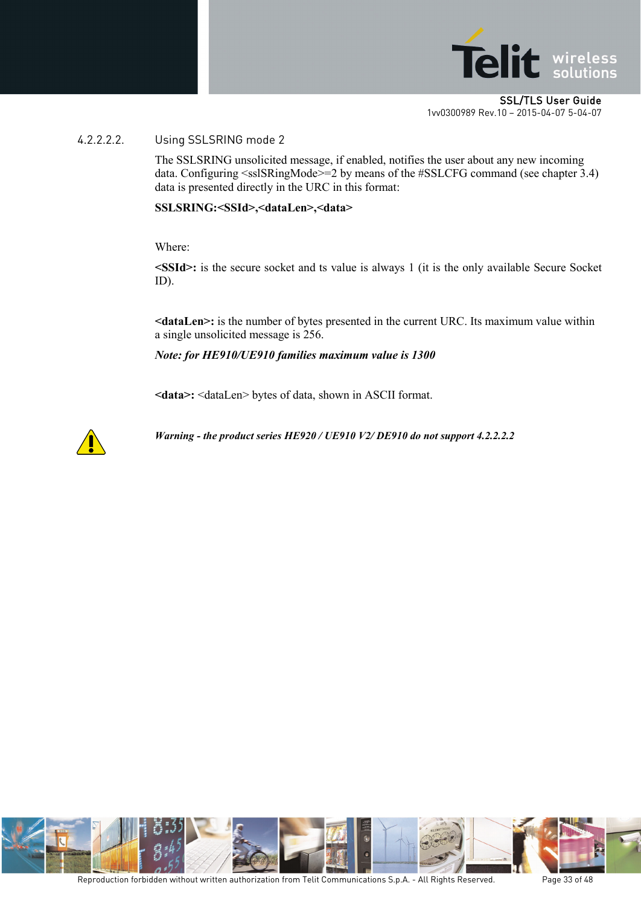#### 4.2.2.2.2. Using SSLSRING mode 2

The SSLSRING unsolicited message, if enabled, notifies the user about any new incoming data. Configuring <sslSRingMode>=2 by means of the #SSLCFG command (see chapter 3.4) data is presented directly in the URC in this format:

**SSLSRING:<SSId>,<dataLen>,<data>**

Where:

**<SSId>:** is the secure socket and ts value is always 1 (it is the only available Secure Socket ID).

**<dataLen>:** is the number of bytes presented in the current URC. Its maximum value within a single unsolicited message is 256.

***Note: for HE910/UE910 families maximum value is 1300***

**<data>:** <dataLen> bytes of data, shown in ASCII format.

***Warning - the product series HE920 / UE910 V2/ DE910 do not support 4.2.2.2.2***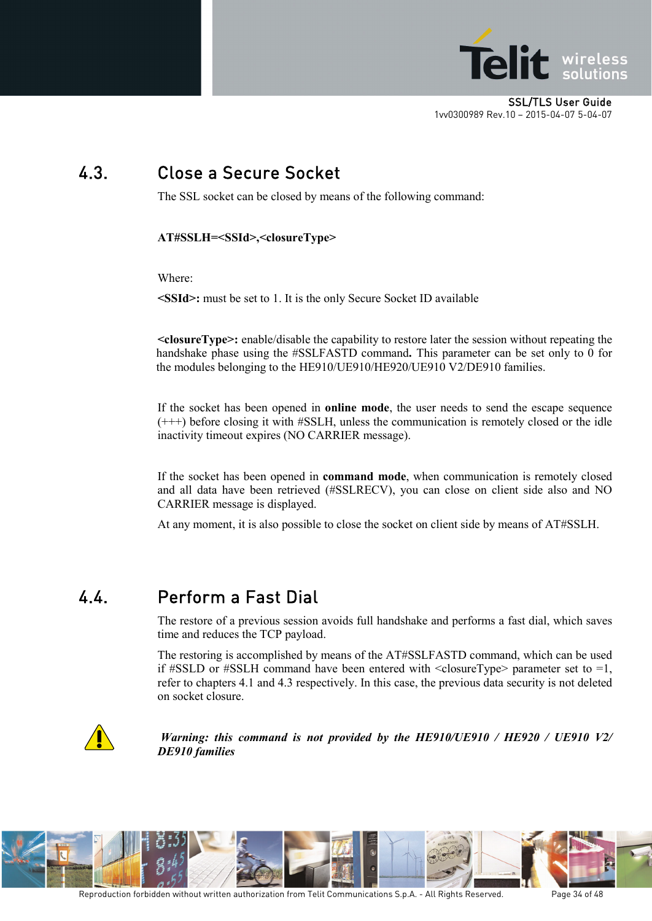## 4.3. Close a Secure Socket

The SSL socket can be closed by means of the following command:

**AT#SSLH=<SSId>,<closureType>**

Where:

**<SSId>:** must be set to 1. It is the only Secure Socket ID available

**<closureType>:** enable/disable the capability to restore later the session without repeating the handshake phase using the #SSLFASTD command**.** This parameter can be set only to 0 for the modules belonging to the HE910/UE910/HE920/UE910 V2/DE910 families.

If the socket has been opened in **online mode**, the user needs to send the escape sequence (+++) before closing it with #SSLH, unless the communication is remotely closed or the idle inactivity timeout expires (NO CARRIER message).

If the socket has been opened in **command mode**, when communication is remotely closed and all data have been retrieved (#SSLRECV), you can close on client side also and NO CARRIER message is displayed.

At any moment, it is also possible to close the socket on client side by means of AT#SSLH.

## 4.4. Perform a Fast Dial

The restore of a previous session avoids full handshake and performs a fast dial, which saves time and reduces the TCP payload.

The restoring is accomplished by means of the AT#SSLFASTD command, which can be used if #SSLD or #SSLH command have been entered with <closureType> parameter set to =1, refer to chapters 4.1 and 4.3 respectively. In this case, the previous data security is not deleted on socket closure.

***Warning: this command is not provided by the HE910/UE910 / HE920 / UE910 V2/ DE910 families***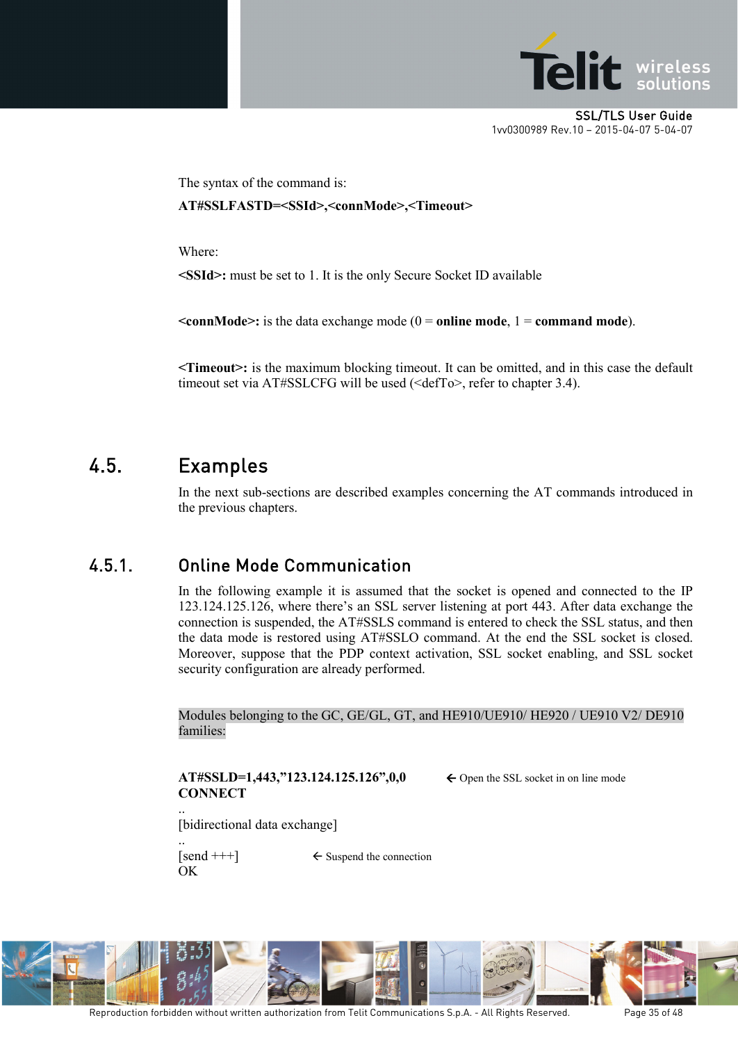The syntax of the command is:

**AT#SSLFASTD=<SSId>,<connMode>,<Timeout>**

Where:

**<SSId>:** must be set to 1. It is the only Secure Socket ID available

**<connMode>:** is the data exchange mode (0 = **online mode**, 1 = **command mode**).

**<Timeout>:** is the maximum blocking timeout. It can be omitted, and in this case the default timeout set via AT#SSLCFG will be used (<defTo>, refer to chapter 3.4).

## 4.5. Examples

In the next sub-sections are described examples concerning the AT commands introduced in the previous chapters.

### 4.5.1. Online Mode Communication

In the following example it is assumed that the socket is opened and connected to the IP 123.124.125.126, where there's an SSL server listening at port 443. After data exchange the connection is suspended, the AT#SSLS command is entered to check the SSL status, and then the data mode is restored using AT#SSLO command. At the end the SSL socket is closed. Moreover, suppose that the PDP context activation, SSL socket enabling, and SSL socket security configuration are already performed.

Modules belonging to the GC, GE/GL, GT, and HE910/UE910/ HE920 / UE910 V2/ DE910 families:

**AT#SSLD=1,443,"123.124.125.126",0,0** ← Open the SSL socket in on line mode
**CONNECT**
..
[bidirectional data exchange]
..
[send +++] ← Suspend the connection
OK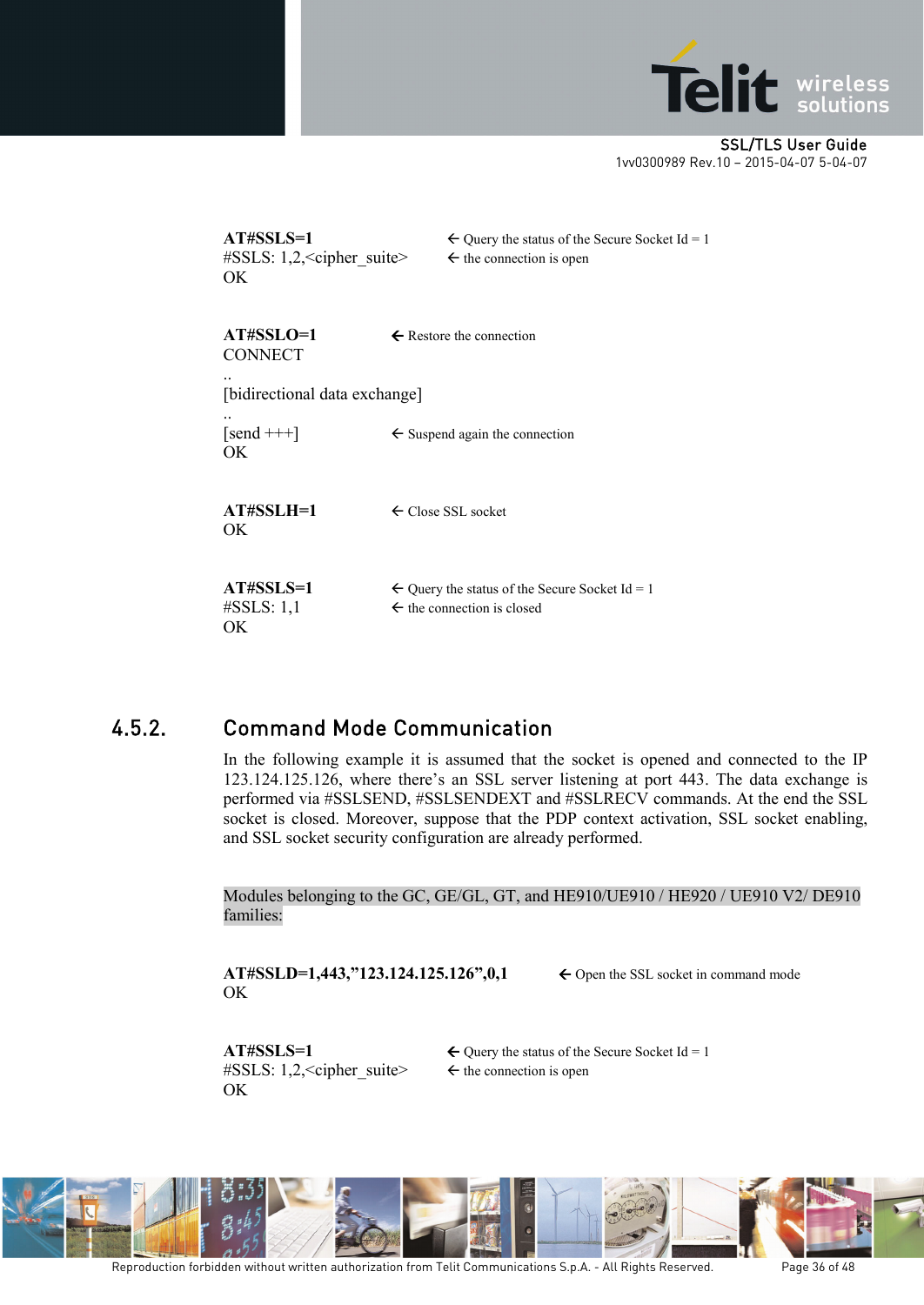**AT#SSLS=1** ← Query the status of the Secure Socket Id = 1
#SSLS: 1,2,<cipher_suite> ← the connection is open
OK

**AT#SSLO=1** ← Restore the connection
CONNECT
..
[bidirectional data exchange]
..
[send +++] ← Suspend again the connection
OK

**AT#SSLH=1** ← Close SSL socket
OK

**AT#SSLS=1** ← Query the status of the Secure Socket Id = 1
#SSLS: 1,1 ← the connection is closed
OK

### 4.5.2. Command Mode Communication

In the following example it is assumed that the socket is opened and connected to the IP 123.124.125.126, where there's an SSL server listening at port 443. The data exchange is performed via #SSLSEND, #SSLSENDEXT and #SSLRECV commands. At the end the SSL socket is closed. Moreover, suppose that the PDP context activation, SSL socket enabling, and SSL socket security configuration are already performed.

Modules belonging to the GC, GE/GL, GT, and HE910/UE910 / HE920 / UE910 V2/ DE910 families:

**AT#SSLD=1,443,"123.124.125.126",0,1** ← Open the SSL socket in command mode
OK

**AT#SSLS=1** ← Query the status of the Secure Socket Id = 1
#SSLS: 1,2,<cipher_suite> ← the connection is open
OK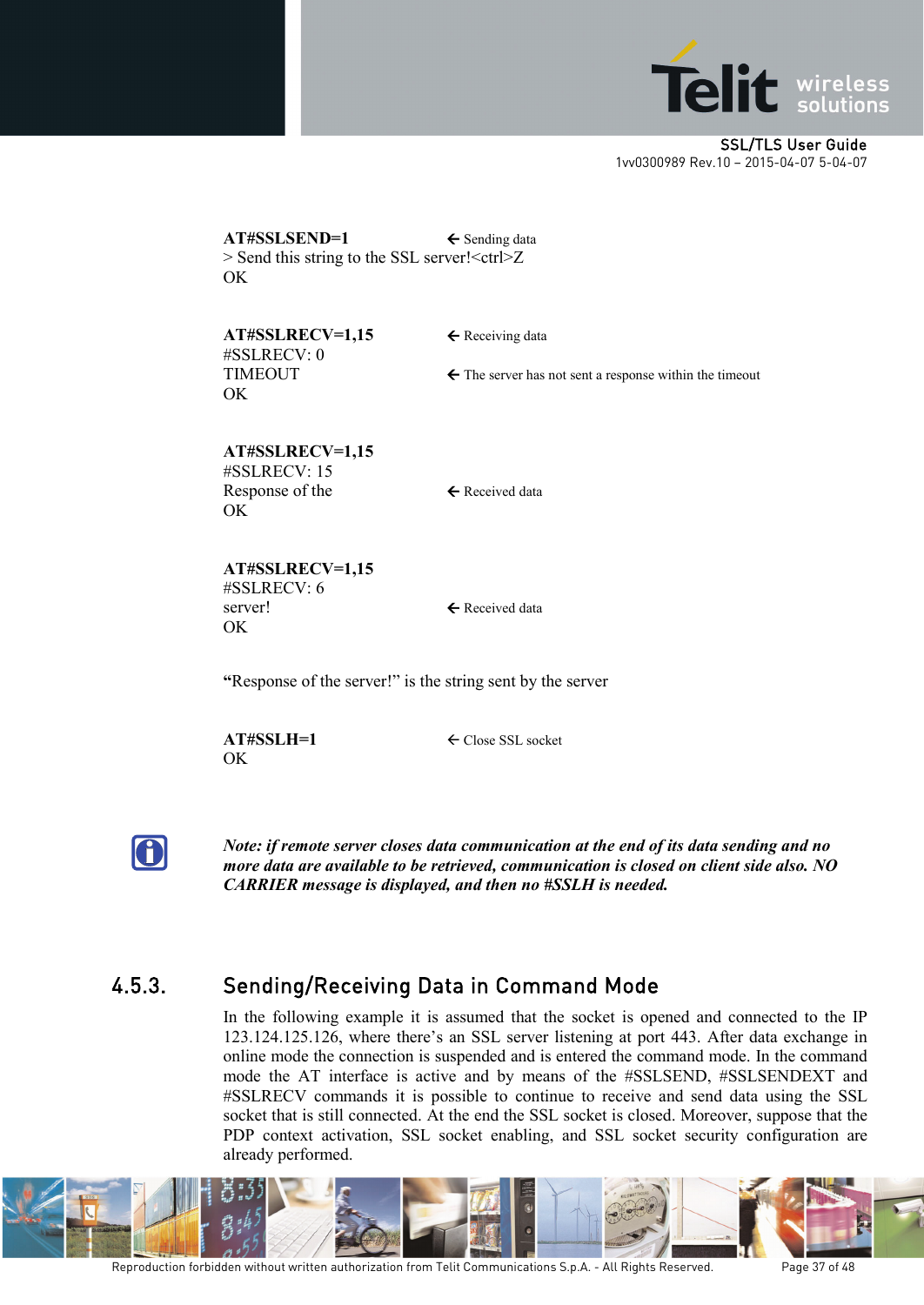**AT#SSLSEND=1** ← Sending data
> Send this string to the SSL server!<ctrl>Z
OK

**AT#SSLRECV=1,15** ← Receiving data
#SSLRECV: 0
TIMEOUT ← The server has not sent a response within the timeout
OK

**AT#SSLRECV=1,15**
#SSLRECV: 15
Response of the ← Received data
OK

**AT#SSLRECV=1,15**
#SSLRECV: 6
server! ← Received data
OK

**“**Response of the server!” is the string sent by the server

**AT#SSLH=1** ← Close SSL socket
OK

***Note: if remote server closes data communication at the end of its data sending and no more data are available to be retrieved, communication is closed on client side also. NO CARRIER message is displayed, and then no #SSLH is needed.***

### 4.5.3. Sending/Receiving Data in Command Mode

In the following example it is assumed that the socket is opened and connected to the IP 123.124.125.126, where there’s an SSL server listening at port 443. After data exchange in online mode the connection is suspended and is entered the command mode. In the command mode the AT interface is active and by means of the #SSLSEND, #SSLSENDEXT and #SSLRECV commands it is possible to continue to receive and send data using the SSL socket that is still connected. At the end the SSL socket is closed. Moreover, suppose that the PDP context activation, SSL socket enabling, and SSL socket security configuration are already performed.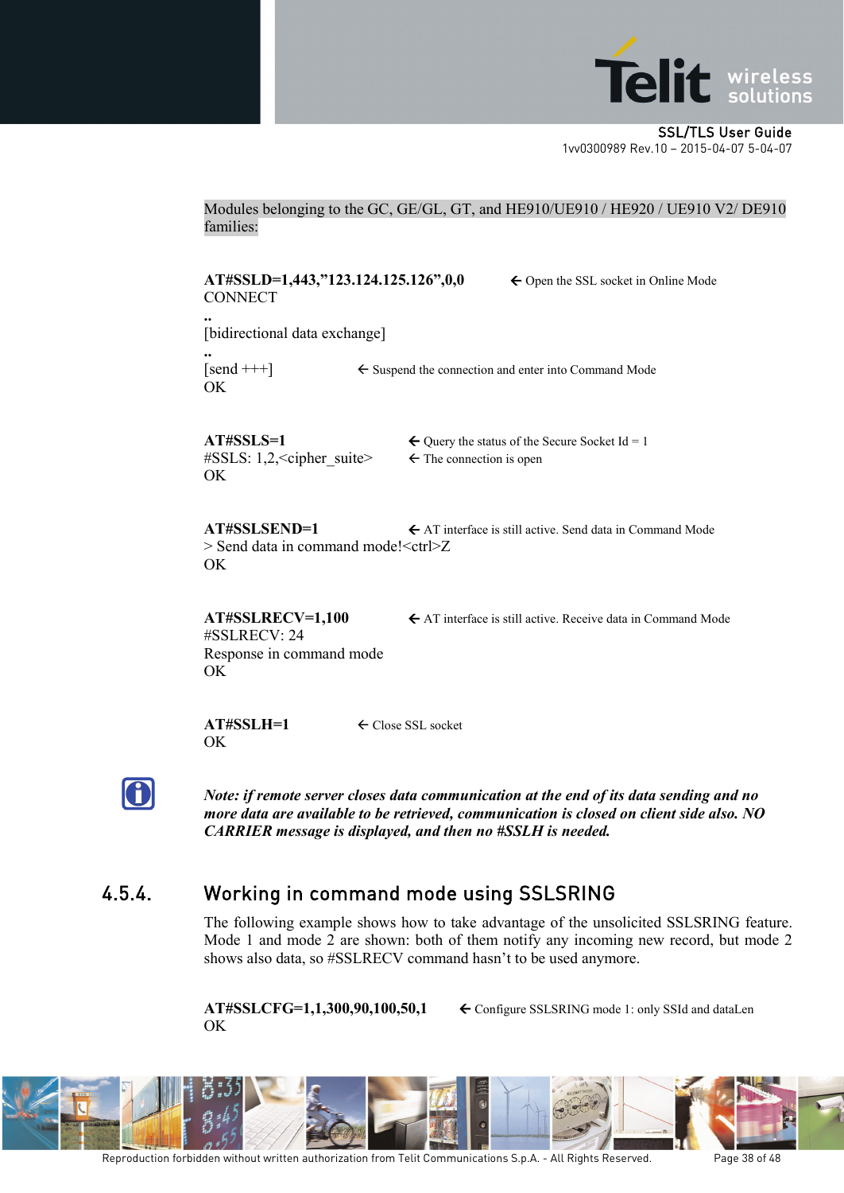Modules belonging to the GC, GE/GL, GT, and HE910/UE910 / HE920 / UE910 V2/ DE910 families:

**AT#SSLD=1,443,"123.124.125.126",0,0** ← Open the SSL socket in Online Mode
CONNECT
..
[bidirectional data exchange]
..
[send +++] ← Suspend the connection and enter into Command Mode
OK

**AT#SSLS=1** ← Query the status of the Secure Socket Id = 1
#SSLS: 1,2,<cipher_suite> ← The connection is open
OK

**AT#SSLSEND=1** ← AT interface is still active. Send data in Command Mode
> Send data in command mode!<ctrl>Z
OK

**AT#SSLRECV=1,100** ← AT interface is still active. Receive data in Command Mode
#SSLRECV: 24
Response in command mode
OK

**AT#SSLH=1** ← Close SSL socket
OK

***Note: if remote server closes data communication at the end of its data sending and no more data are available to be retrieved, communication is closed on client side also. NO CARRIER message is displayed, and then no #SSLH is needed.***

### 4.5.4. Working in command mode using SSLSRING

The following example shows how to take advantage of the unsolicited SSLSRING feature. Mode 1 and mode 2 are shown: both of them notify any incoming new record, but mode 2 shows also data, so #SSLRECV command hasn't to be used anymore.

**AT#SSLCFG=1,1,300,90,100,50,1** ← Configure SSLSRING mode 1: only SSId and dataLen
OK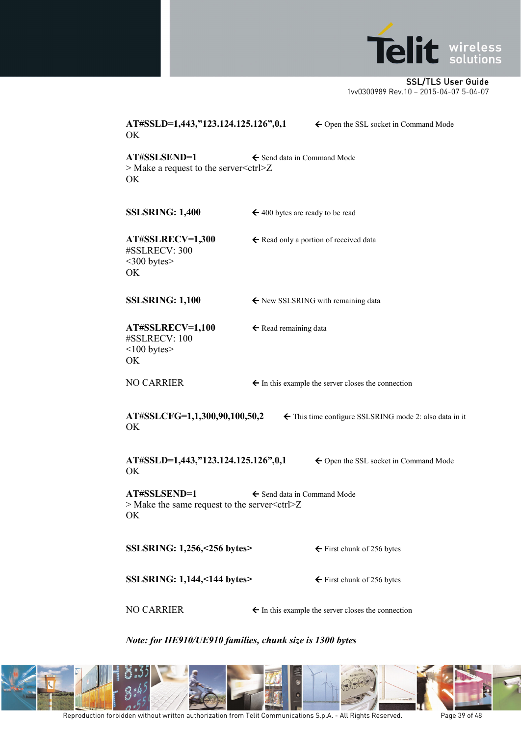**AT#SSLD=1,443,"123.124.125.126",0,1** ← Open the SSL socket in Command Mode
OK

**AT#SSLSEND=1** ← Send data in Command Mode
> Make a request to the server<ctrl>Z
OK

**SSLSRING: 1,400** ← 400 bytes are ready to be read

**AT#SSLRECV=1,300** ← Read only a portion of received data
#SSLRECV: 300
<300 bytes>
OK

**SSLSRING: 1,100** ← New SSLSRING with remaining data

**AT#SSLRECV=1,100** ← Read remaining data
#SSLRECV: 100
<100 bytes>
OK

NO CARRIER ← In this example the server closes the connection

**AT#SSLCFG=1,1,300,90,100,50,2** ← This time configure SSLSRING mode 2: also data in it
OK

**AT#SSLD=1,443,"123.124.125.126",0,1** ← Open the SSL socket in Command Mode
OK

**AT#SSLSEND=1** ← Send data in Command Mode
> Make the same request to the server<ctrl>Z
OK

**SSLSRING: 1,256,<256 bytes>** ← First chunk of 256 bytes

**SSLSRING: 1,144,<144 bytes>** ← First chunk of 256 bytes

NO CARRIER ← In this example the server closes the connection

***Note: for HE910/UE910 families, chunk size is 1300 bytes***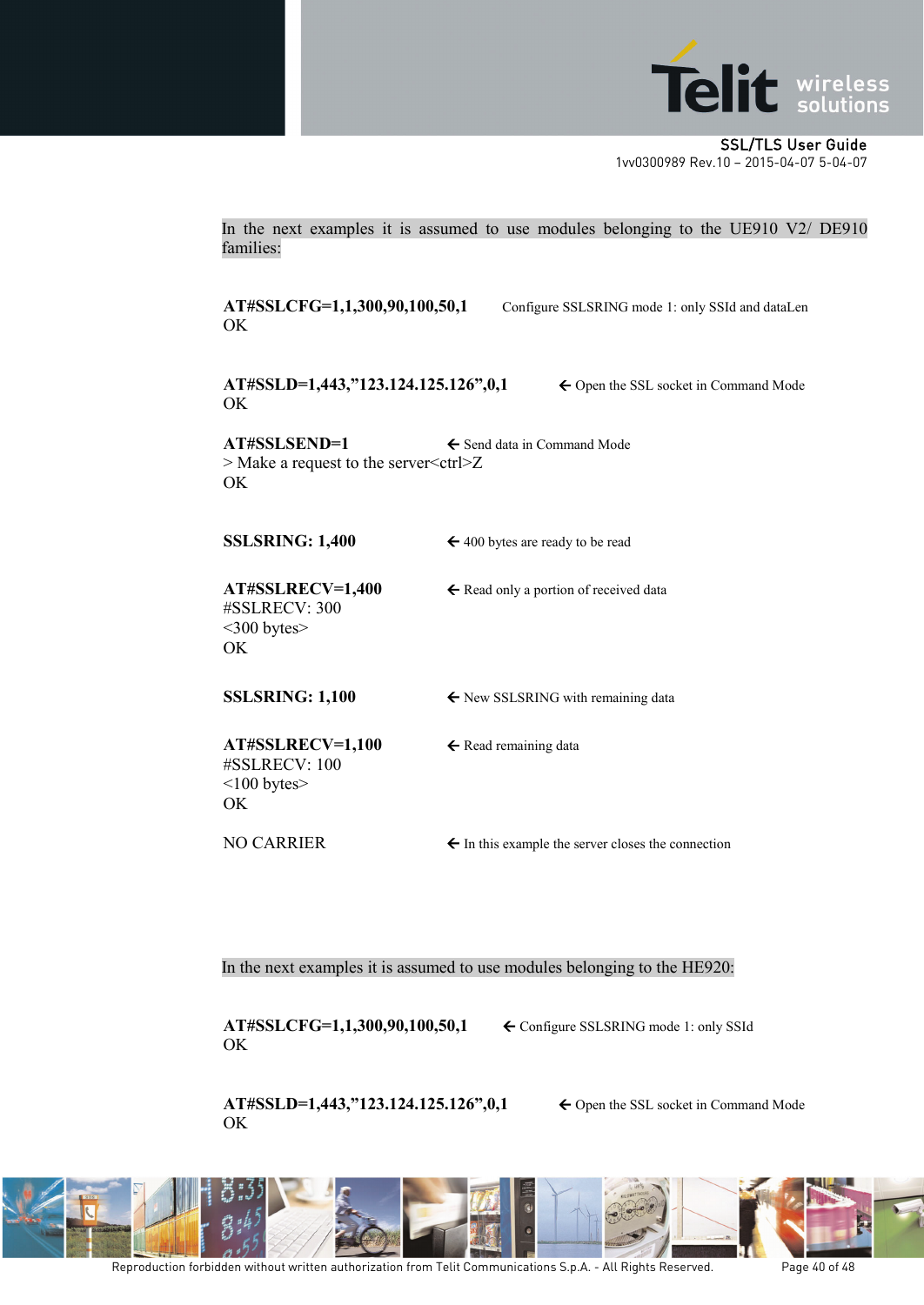In the next examples it is assumed to use modules belonging to the UE910 V2/ DE910 families:

**AT#SSLCFG=1,1,300,90,100,50,1** Configure SSLSRING mode 1: only SSId and dataLen
OK

**AT#SSLD=1,443,"123.124.125.126",0,1** ← Open the SSL socket in Command Mode
OK

**AT#SSLSEND=1** ← Send data in Command Mode
\> Make a request to the server<ctrl>Z
OK

**SSLSRING: 1,400** ← 400 bytes are ready to be read

**AT#SSLRECV=1,400** ← Read only a portion of received data
#SSLRECV: 300
<300 bytes>
OK

**SSLSRING: 1,100** ← New SSLSRING with remaining data

**AT#SSLRECV=1,100** ← Read remaining data
#SSLRECV: 100
<100 bytes>
OK

NO CARRIER ← In this example the server closes the connection

In the next examples it is assumed to use modules belonging to the HE920:

**AT#SSLCFG=1,1,300,90,100,50,1** ← Configure SSLSRING mode 1: only SSId
OK

**AT#SSLD=1,443,"123.124.125.126",0,1** ← Open the SSL socket in Command Mode
OK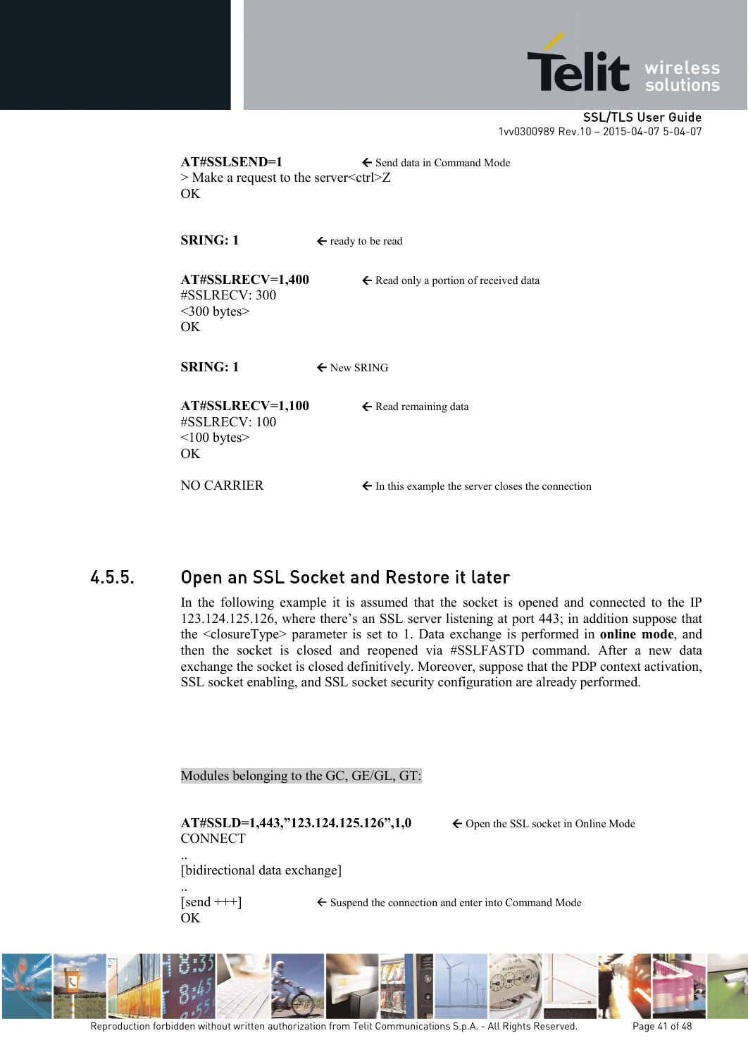**AT#SSLSEND=1** ← Send data in Command Mode
> Make a request to the server<ctrl>Z
OK

**SRING: 1** ← ready to be read

**AT#SSLRECV=1,400** ← Read only a portion of received data
#SSLRECV: 300
<300 bytes>
OK

**SRING: 1** ← New SRING

**AT#SSLRECV=1,100** ← Read remaining data
#SSLRECV: 100
<100 bytes>
OK

NO CARRIER ← In this example the server closes the connection

### 4.5.5. Open an SSL Socket and Restore it later

In the following example it is assumed that the socket is opened and connected to the IP 123.124.125.126, where there's an SSL server listening at port 443; in addition suppose that the <closureType> parameter is set to 1. Data exchange is performed in **online mode**, and then the socket is closed and reopened via #SSLFASTD command. After a new data exchange the socket is closed definitively. Moreover, suppose that the PDP context activation, SSL socket enabling, and SSL socket security configuration are already performed.

Modules belonging to the GC, GE/GL, GT:

**AT#SSLD=1,443,"123.124.125.126",1,0** ← Open the SSL socket in Online Mode
CONNECT
..
[bidirectional data exchange]
..
[send +++] ← Suspend the connection and enter into Command Mode
OK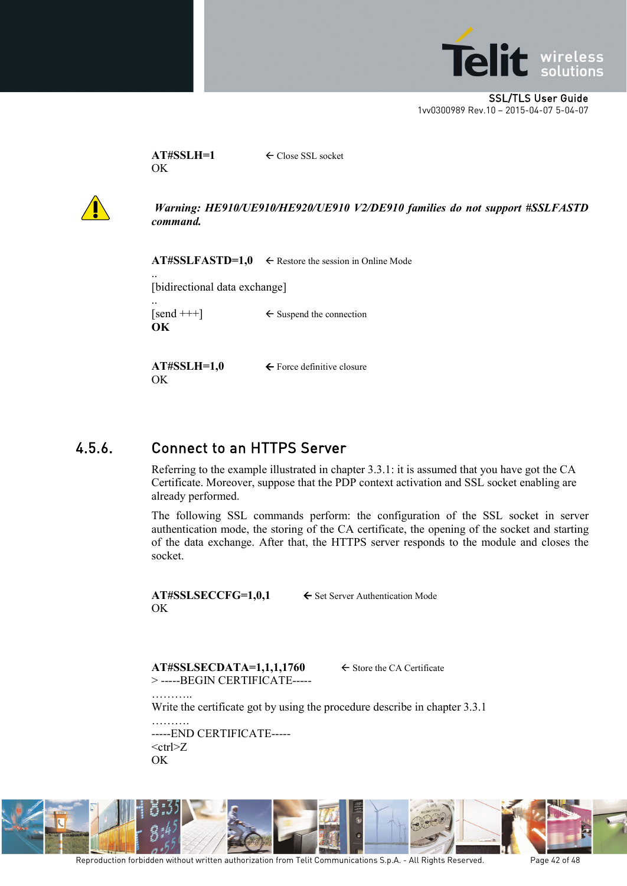**AT#SSLH=1** ← Close SSL socket
OK

***Warning: HE910/UE910/HE920/UE910 V2/DE910 families do not support #SSLFASTD command.***

**AT#SSLFASTD=1,0** ← Restore the session in Online Mode
..
[bidirectional data exchange]
..
[send +++] ← Suspend the connection
**OK**

**AT#SSLH=1,0** ← Force definitive closure
OK

### 4.5.6. Connect to an HTTPS Server

Referring to the example illustrated in chapter 3.3.1: it is assumed that you have got the CA Certificate. Moreover, suppose that the PDP context activation and SSL socket enabling are already performed.

The following SSL commands perform: the configuration of the SSL socket in server authentication mode, the storing of the CA certificate, the opening of the socket and starting of the data exchange. After that, the HTTPS server responds to the module and closes the socket.

**AT#SSLSECCFG=1,0,1** ← Set Server Authentication Mode
OK

**AT#SSLSECDATA=1,1,1,1760** ← Store the CA Certificate
> -----BEGIN CERTIFICATE-----
………..
Write the certificate got by using the procedure describe in chapter 3.3.1
……….
-----END CERTIFICATE-----
<ctrl>Z
OK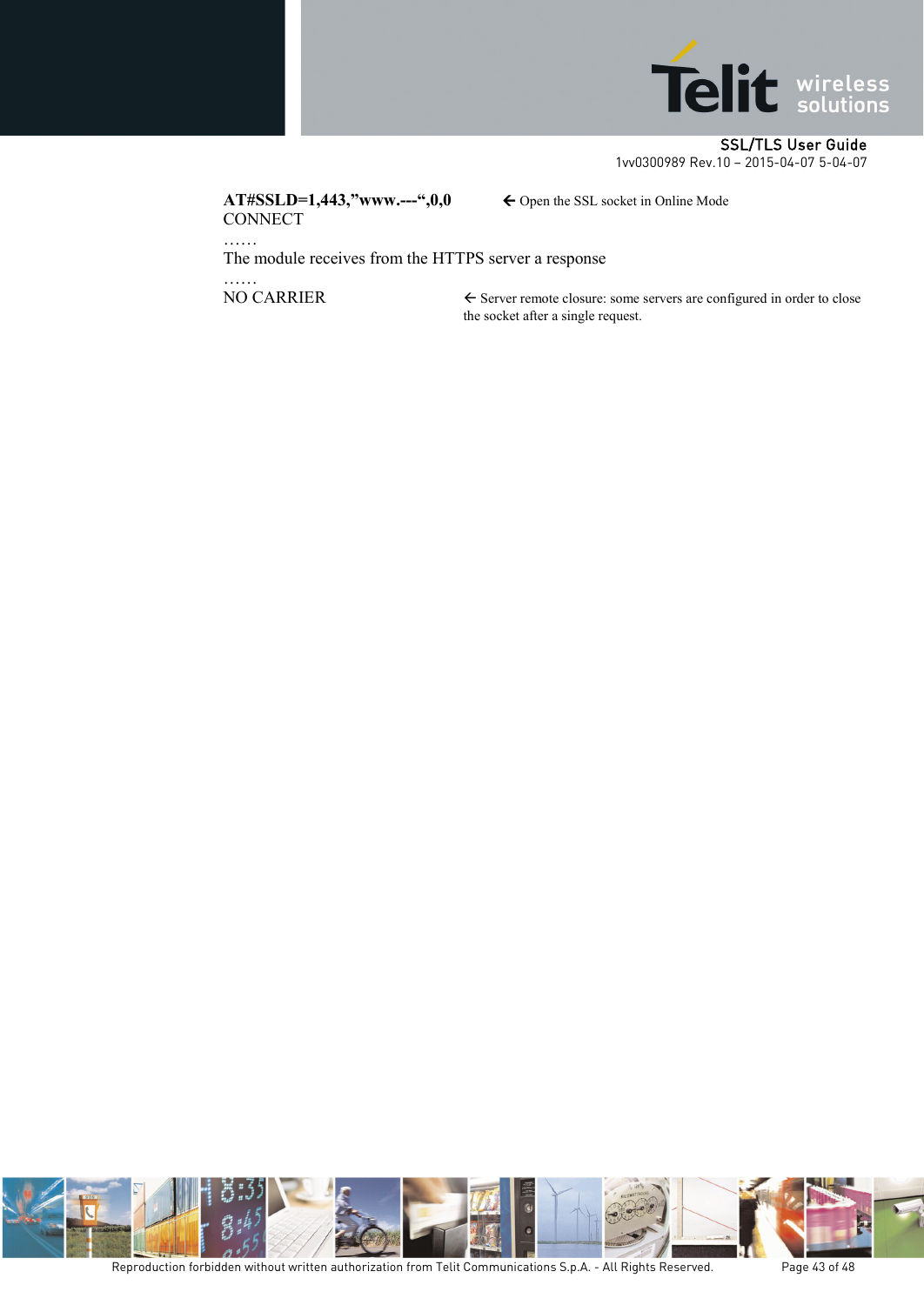**AT#SSLD=1,443,"www.---",0,0** ← Open the SSL socket in Online Mode

CONNECT

……

The module receives from the HTTPS server a response

……

NO CARRIER ← Server remote closure: some servers are configured in order to close the socket after a single request.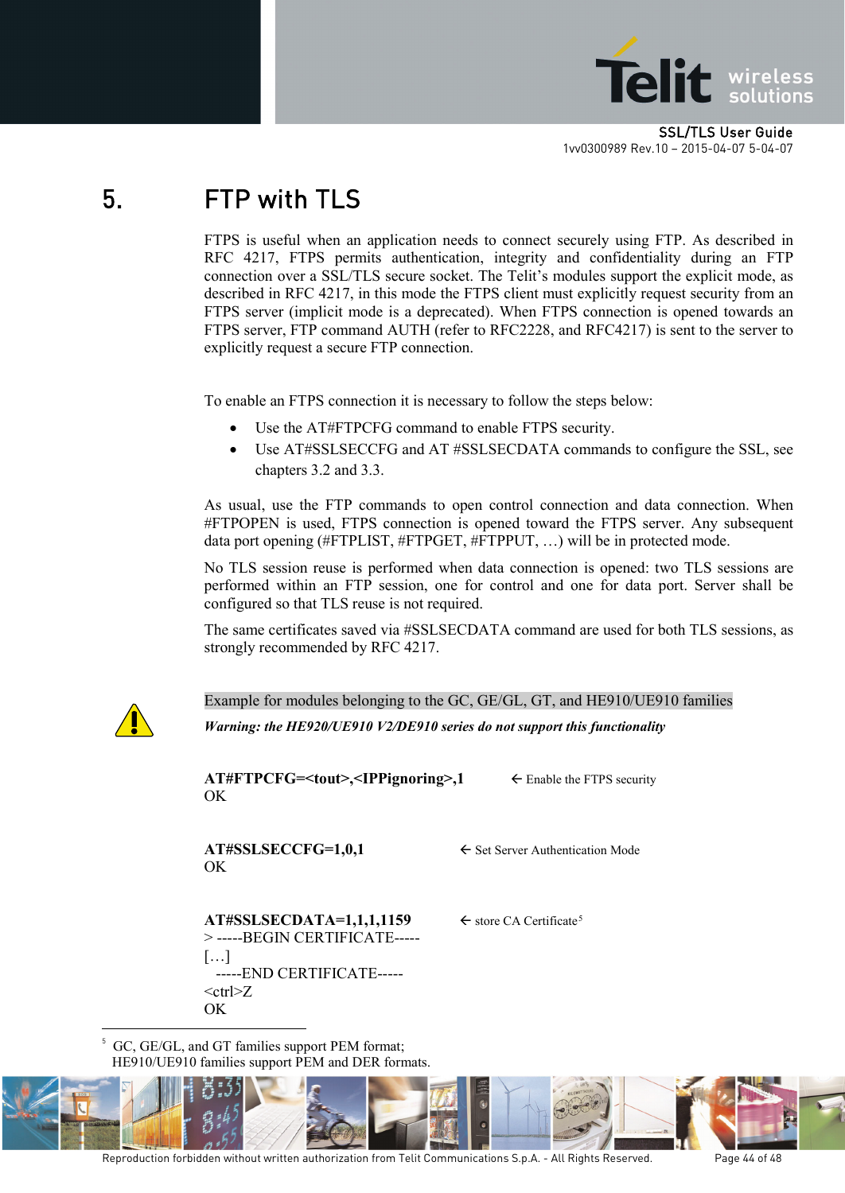# 5. FTP with TLS

FTPS is useful when an application needs to connect securely using FTP. As described in RFC 4217, FTPS permits authentication, integrity and confidentiality during an FTP connection over a SSL/TLS secure socket. The Telit's modules support the explicit mode, as described in RFC 4217, in this mode the FTPS client must explicitly request security from an FTPS server (implicit mode is a deprecated). When FTPS connection is opened towards an FTPS server, FTP command AUTH (refer to RFC2228, and RFC4217) is sent to the server to explicitly request a secure FTP connection.

To enable an FTPS connection it is necessary to follow the steps below:

- Use the AT#FTPCFG command to enable FTPS security.
- Use AT#SSLSECCFG and AT #SSLSECDATA commands to configure the SSL, see chapters 3.2 and 3.3.

As usual, use the FTP commands to open control connection and data connection. When #FTPOPEN is used, FTPS connection is opened toward the FTPS server. Any subsequent data port opening (#FTPLIST, #FTPGET, #FTPPUT, …) will be in protected mode.

No TLS session reuse is performed when data connection is opened: two TLS sessions are performed within an FTP session, one for control and one for data port. Server shall be configured so that TLS reuse is not required.

The same certificates saved via #SSLSECDATA command are used for both TLS sessions, as strongly recommended by RFC 4217.

Example for modules belonging to the GC, GE/GL, GT, and HE910/UE910 families

***Warning: the HE920/UE910 V2/DE910 series do not support this functionality***

**AT#FTPCFG=<tout>,<IPPignoring>,1** ← Enable the FTPS security
OK

**AT#SSLSECCFG=1,0,1** ← Set Server Authentication Mode
OK

**AT#SSLSECDATA=1,1,1,1159** ← store CA Certificate[5]
> -----BEGIN CERTIFICATE-----
[…]
-----END CERTIFICATE-----
<ctrl>Z
OK

[5] GC, GE/GL, and GT families support PEM format;
HE910/UE910 families support PEM and DER formats.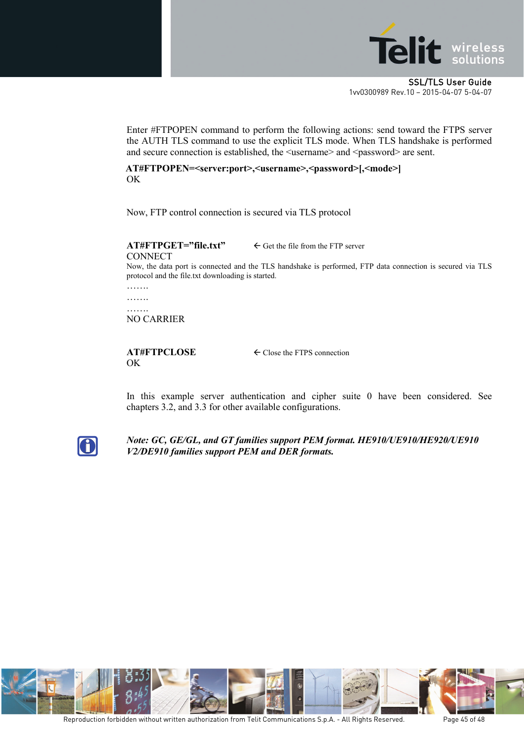Enter #FTPOPEN command to perform the following actions: send toward the FTPS server the AUTH TLS command to use the explicit TLS mode. When TLS handshake is performed and secure connection is established, the <username> and <password> are sent.

**AT#FTPOPEN=<server:port>,<username>,<password>[,<mode>]**
OK

Now, FTP control connection is secured via TLS protocol

**AT#FTPGET=”file.txt”** ← Get the file from the FTP server
CONNECT
Now, the data port is connected and the TLS handshake is performed, FTP data connection is secured via TLS protocol and the file.txt downloading is started.
…….
…….
…….
NO CARRIER

**AT#FTPCLOSE** ← Close the FTPS connection
OK

In this example server authentication and cipher suite 0 have been considered. See chapters 3.2, and 3.3 for other available configurations.

***Note: GC, GE/GL, and GT families support PEM format. HE910/UE910/HE920/UE910 V2/DE910 families support PEM and DER formats.***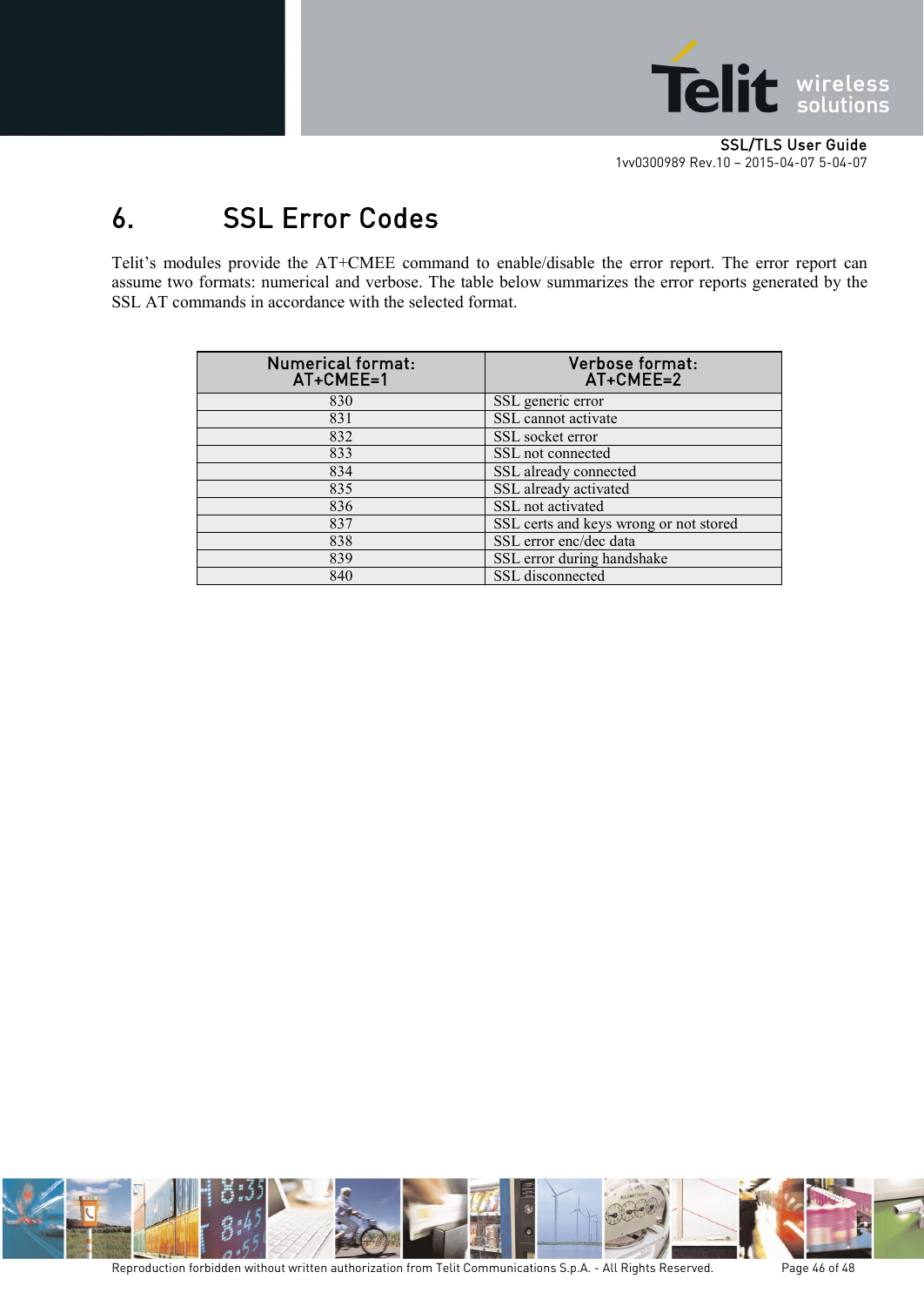# 6. SSL Error Codes

Telit's modules provide the AT+CMEE command to enable/disable the error report. The error report can assume two formats: numerical and verbose. The table below summarizes the error reports generated by the SSL AT commands in accordance with the selected format.

| Numerical format: AT+CMEE=1 | Verbose format: AT+CMEE=2 |
|---|---|
| 830 | SSL generic error |
| 831 | SSL cannot activate |
| 832 | SSL socket error |
| 833 | SSL not connected |
| 834 | SSL already connected |
| 835 | SSL already activated |
| 836 | SSL not activated |
| 837 | SSL certs and keys wrong or not stored |
| 838 | SSL error enc/dec data |
| 839 | SSL error during handshake |
| 840 | SSL disconnected |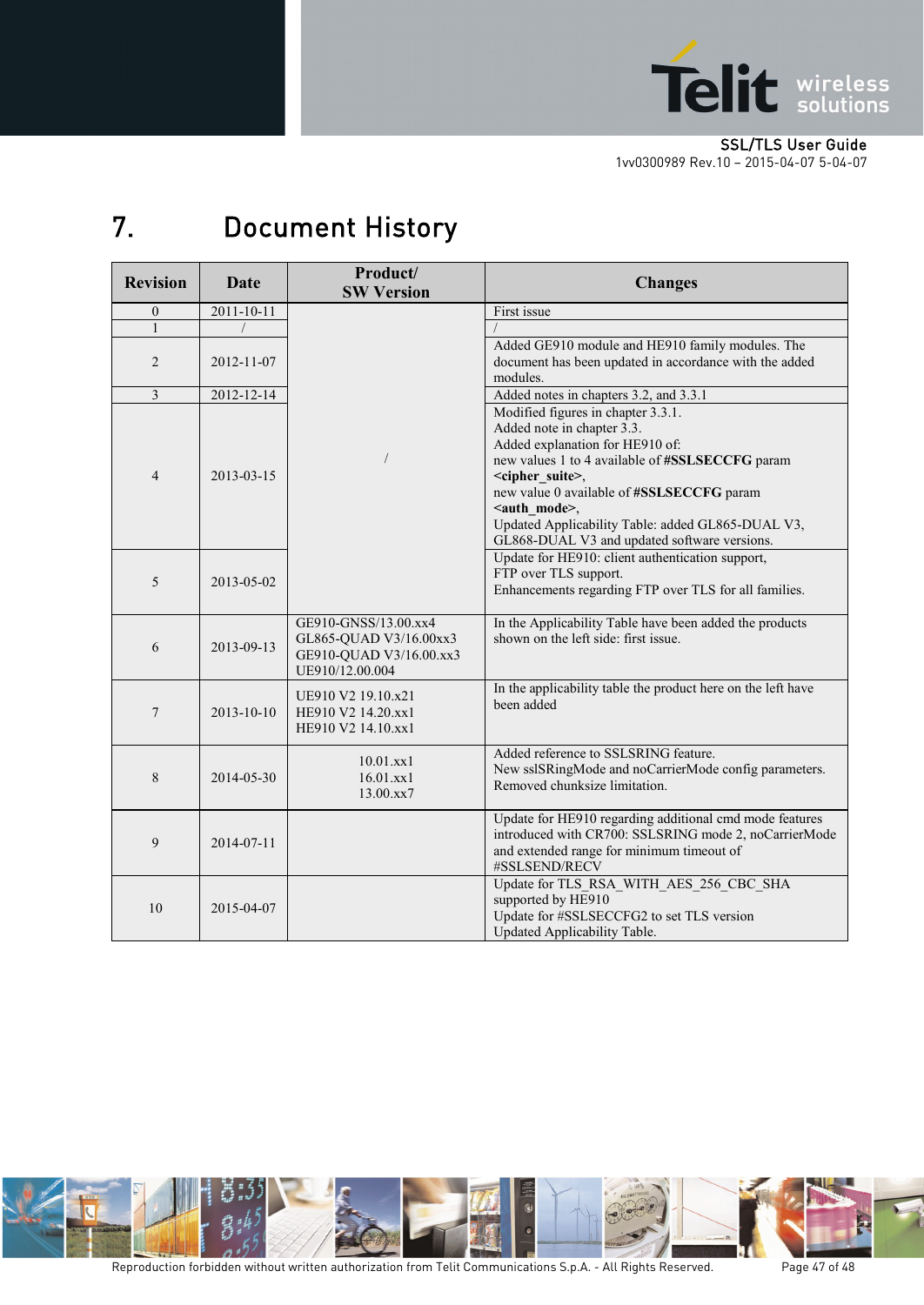# 7. Document History

| Revision | Date | Product/ SW Version | Changes |
|---|---|---|---|
| 0 | 2011-10-11 | / | First issue |
| 1 | / | | / |
| 2 | 2012-11-07 | | Added GE910 module and HE910 family modules. The document has been updated in accordance with the added modules. |
| 3 | 2012-12-14 | | Added notes in chapters 3.2, and 3.3.1 |
| 4 | 2013-03-15 | | Modified figures in chapter 3.3.1.<br>Added note in chapter 3.3.<br>Added explanation for HE910 of:<br>new values 1 to 4 available of **#SSLSECCFG** param **<cipher_suite>**,<br>new value 0 available of **#SSLSECCFG** param **<auth_mode>**,<br>Updated Applicability Table: added GL865-DUAL V3, GL868-DUAL V3 and updated software versions. |
| 5 | 2013-05-02 | | Update for HE910: client authentication support,<br>FTP over TLS support.<br>Enhancements regarding FTP over TLS for all families. |
| 6 | 2013-09-13 | GE910-GNSS/13.00.xx4<br>GL865-QUAD V3/16.00xx3<br>GE910-QUAD V3/16.00.xx3<br>UE910/12.00.004 | In the Applicability Table have been added the products shown on the left side: first issue. |
| 7 | 2013-10-10 | UE910 V2 19.10.x21<br>HE910 V2 14.20.xx1<br>HE910 V2 14.10.xx1 | In the applicability table the product here on the left have been added |
| 8 | 2014-05-30 | 10.01.xx1<br>16.01.xx1<br>13.00.xx7 | Added reference to SSLSRING feature.<br>New sslSRingMode and noCarrierMode config parameters.<br>Removed chunksize limitation. |
| 9 | 2014-07-11 | | Update for HE910 regarding additional cmd mode features introduced with CR700: SSLSRING mode 2, noCarrierMode and extended range for minimum timeout of #SSLSEND/RECV |
| 10 | 2015-04-07 | | Update for TLS_RSA_WITH_AES_256_CBC_SHA supported by HE910<br>Update for #SSLSECCFG2 to set TLS version<br>Updated Applicability Table. |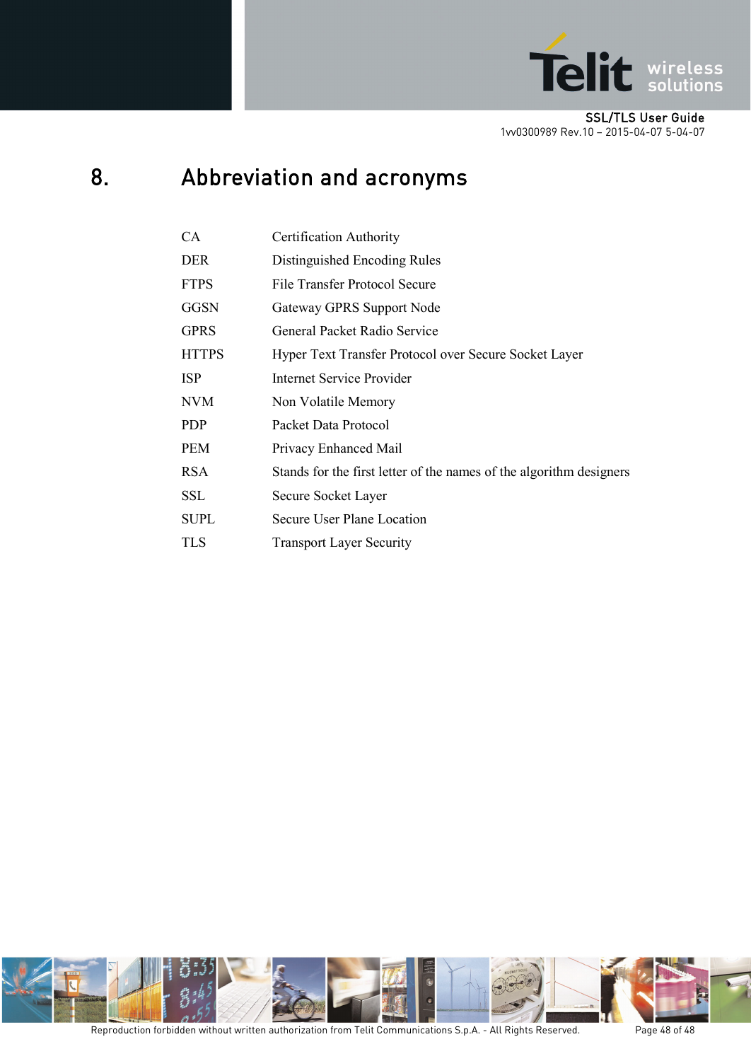# 8. Abbreviation and acronyms

| | |
|---|---|
| CA | Certification Authority |
| DER | Distinguished Encoding Rules |
| FTPS | File Transfer Protocol Secure |
| GGSN | Gateway GPRS Support Node |
| GPRS | General Packet Radio Service |
| HTTPS | Hyper Text Transfer Protocol over Secure Socket Layer |
| ISP | Internet Service Provider |
| NVM | Non Volatile Memory |
| PDP | Packet Data Protocol |
| PEM | Privacy Enhanced Mail |
| RSA | Stands for the first letter of the names of the algorithm designers |
| SSL | Secure Socket Layer |
| SUPL | Secure User Plane Location |
| TLS | Transport Layer Security |